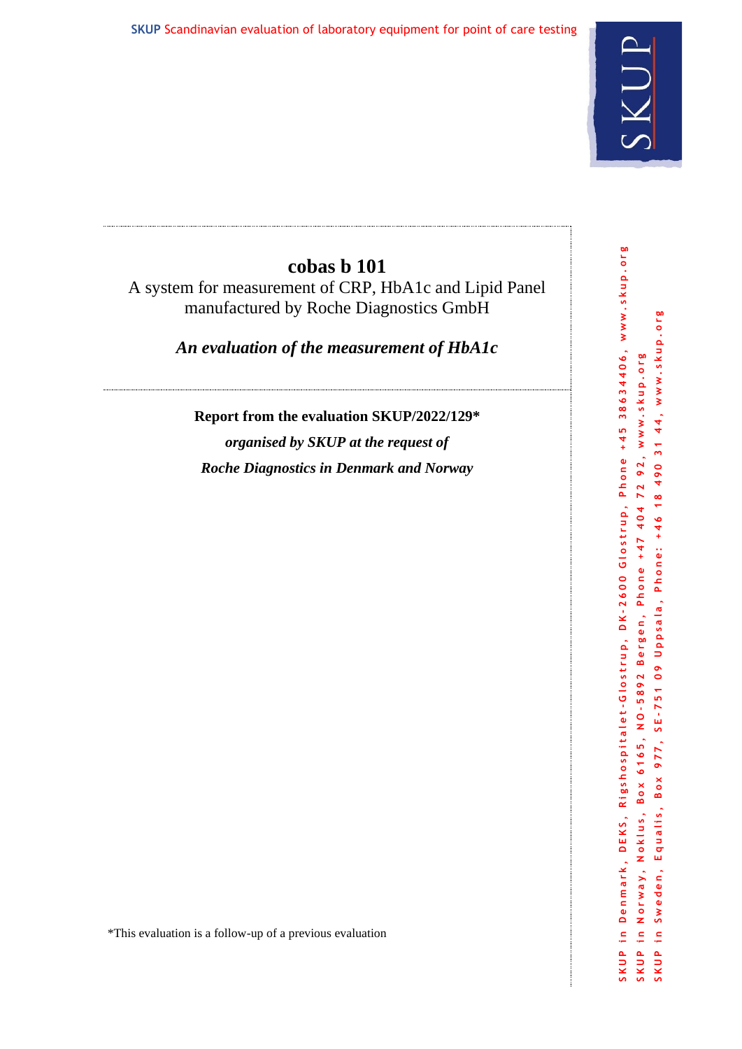# cobas b 101

A system for measurement of CRP, HbA1c and Lipid Panel manufactured by Roche Diagnostics GmbH

***An evaluation of the measurement of HbA1c***

**Report from the evaluation SKUP/2022/129***

***organised by SKUP at the request of***

***Roche Diagnostics in Denmark and Norway***

*This evaluation is a follow-up of a previous evaluation

SKUP in Denmark, DEKS, Rigshospitalet-Glostrup, DK-2600 Glostrup, Phone +45 38634406, www.skup.org

SKUP in Norway, Noklus, Box 6165, NO-5892 Bergen, Phone +47 404 72 92, www.skup.org

SKUP in Sweden, Equalis, Box 977, SE-751 09 Uppsala, Phone: +46 18 490 31 44, www.skup.org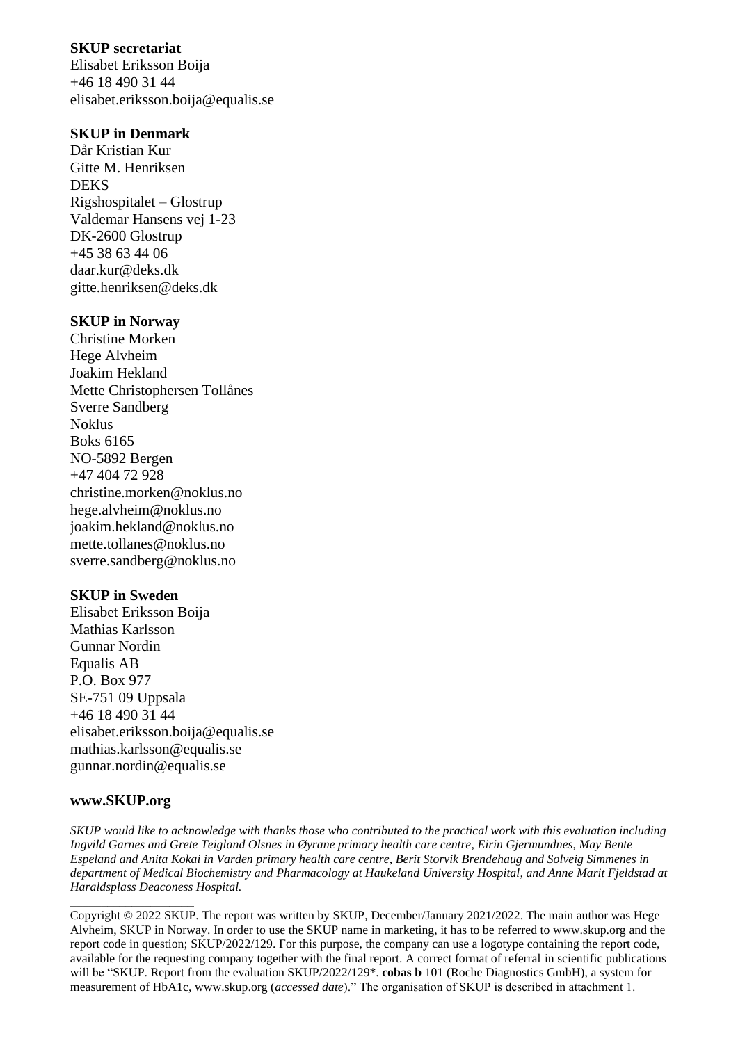**SKUP secretariat**
Elisabet Eriksson Boija
+46 18 490 31 44
elisabet.eriksson.boija@equalis.se

**SKUP in Denmark**
Dår Kristian Kur
Gitte M. Henriksen
DEKS
Rigshospitalet – Glostrup
Valdemar Hansens vej 1-23
DK-2600 Glostrup
+45 38 63 44 06
daar.kur@deks.dk
gitte.henriksen@deks.dk

**SKUP in Norway**
Christine Morken
Hege Alvheim
Joakim Hekland
Mette Christophersen Tollånes
Sverre Sandberg
Noklus
Boks 6165
NO-5892 Bergen
+47 404 72 928
christine.morken@noklus.no
hege.alvheim@noklus.no
joakim.hekland@noklus.no
mette.tollanes@noklus.no
sverre.sandberg@noklus.no

**SKUP in Sweden**
Elisabet Eriksson Boija
Mathias Karlsson
Gunnar Nordin
Equalis AB
P.O. Box 977
SE-751 09 Uppsala
+46 18 490 31 44
elisabet.eriksson.boija@equalis.se
mathias.karlsson@equalis.se
gunnar.nordin@equalis.se

**www.SKUP.org**

*SKUP would like to acknowledge with thanks those who contributed to the practical work with this evaluation including Ingvild Garnes and Grete Teigland Olsnes in Øyrane primary health care centre, Eirin Gjermundnes, May Bente Espeland and Anita Kokai in Varden primary health care centre, Berit Storvik Brendehaug and Solveig Simmenes in department of Medical Biochemistry and Pharmacology at Haukeland University Hospital, and Anne Marit Fjeldstad at Haraldsplass Deaconess Hospital.*

---

Copyright © 2022 SKUP. The report was written by SKUP, December/January 2021/2022. The main author was Hege Alvheim, SKUP in Norway. In order to use the SKUP name in marketing, it has to be referred to www.skup.org and the report code in question; SKUP/2022/129. For this purpose, the company can use a logotype containing the report code, available for the requesting company together with the final report. A correct format of referral in scientific publications will be "SKUP. Report from the evaluation SKUP/2022/129*. **cobas b** 101 (Roche Diagnostics GmbH), a system for measurement of HbA1c, www.skup.org (*accessed date*)." The organisation of SKUP is described in attachment 1.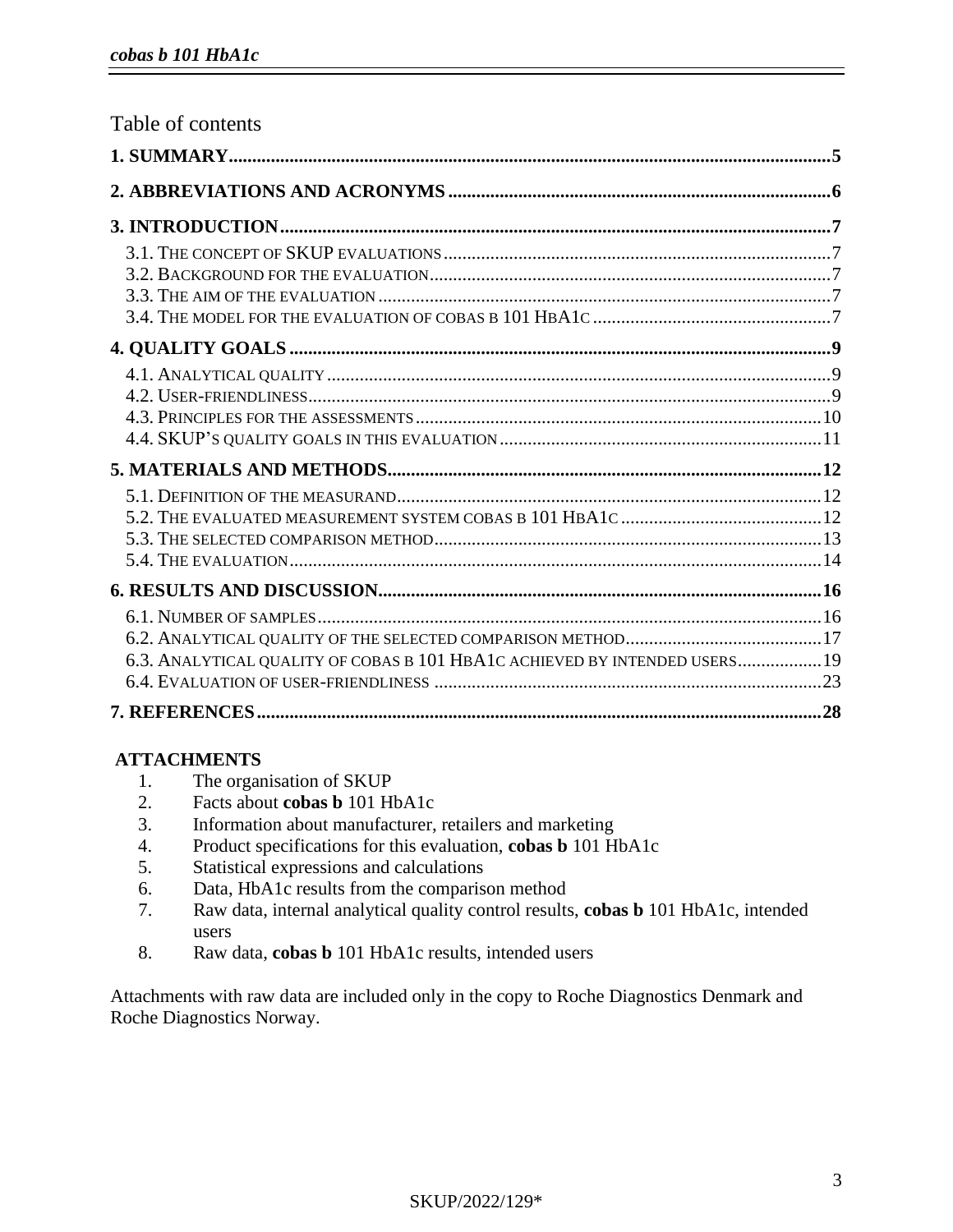Table of contents

**1. SUMMARY** ..... **5**

**2. ABBREVIATIONS AND ACRONYMS** ..... **6**

**3. INTRODUCTION** ..... **7**

- 3.1. THE CONCEPT OF SKUP EVALUATIONS ..... 7
- 3.2. BACKGROUND FOR THE EVALUATION ..... 7
- 3.3. THE AIM OF THE EVALUATION ..... 7
- 3.4. THE MODEL FOR THE EVALUATION OF COBAS B 101 HBA1C ..... 7

**4. QUALITY GOALS** ..... **9**

- 4.1. ANALYTICAL QUALITY ..... 9
- 4.2. USER-FRIENDLINESS ..... 9
- 4.3. PRINCIPLES FOR THE ASSESSMENTS ..... 10
- 4.4. SKUP'S QUALITY GOALS IN THIS EVALUATION ..... 11

**5. MATERIALS AND METHODS** ..... **12**

- 5.1. DEFINITION OF THE MEASURAND ..... 12
- 5.2. THE EVALUATED MEASUREMENT SYSTEM COBAS B 101 HBA1C ..... 12
- 5.3. THE SELECTED COMPARISON METHOD ..... 13
- 5.4. THE EVALUATION ..... 14

**6. RESULTS AND DISCUSSION** ..... **16**

- 6.1. NUMBER OF SAMPLES ..... 16
- 6.2. ANALYTICAL QUALITY OF THE SELECTED COMPARISON METHOD ..... 17
- 6.3. ANALYTICAL QUALITY OF COBAS B 101 HBA1C ACHIEVED BY INTENDED USERS ..... 19
- 6.4. EVALUATION OF USER-FRIENDLINESS ..... 23

**7. REFERENCES** ..... **28**

**ATTACHMENTS**

1. The organisation of SKUP
2. Facts about **cobas b** 101 HbA1c
3. Information about manufacturer, retailers and marketing
4. Product specifications for this evaluation, **cobas b** 101 HbA1c
5. Statistical expressions and calculations
6. Data, HbA1c results from the comparison method
7. Raw data, internal analytical quality control results, **cobas b** 101 HbA1c, intended users
8. Raw data, **cobas b** 101 HbA1c results, intended users

Attachments with raw data are included only in the copy to Roche Diagnostics Denmark and Roche Diagnostics Norway.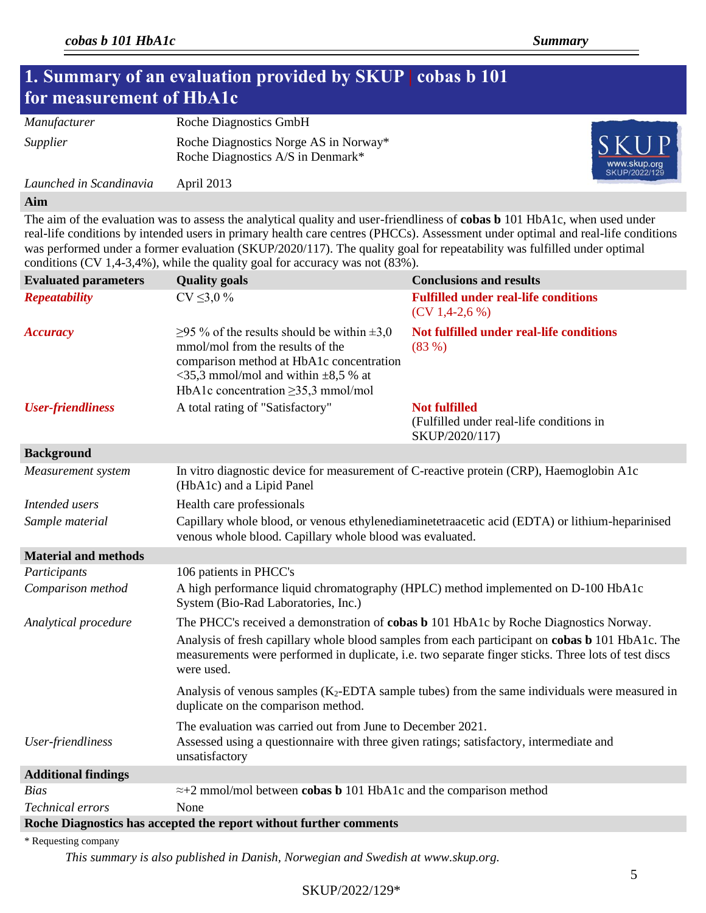# 1. Summary of an evaluation provided by SKUP | cobas b 101 for measurement of HbA1c

| | |
|---|---|
| *Manufacturer* | Roche Diagnostics GmbH |
| *Supplier* | Roche Diagnostics Norge AS in Norway*<br>Roche Diagnostics A/S in Denmark* |
| *Launched in Scandinavia* | April 2013 |

SKUP
www.skup.org
SKUP/2022/129

**Aim**

The aim of the evaluation was to assess the analytical quality and user-friendliness of **cobas b** 101 HbA1c, when used under real-life conditions by intended users in primary health care centres (PHCCs). Assessment under optimal and real-life conditions was performed under a former evaluation (SKUP/2020/117). The quality goal for repeatability was fulfilled under optimal conditions (CV 1,4-3,4%), while the quality goal for accuracy was not (83%).

| Evaluated parameters | Quality goals | Conclusions and results |
|---|---|---|
| ***Repeatability*** | CV ≤3,0 % | **Fulfilled under real-life conditions**<br>(CV 1,4-2,6 %) |
| ***Accuracy*** | ≥95 % of the results should be within ±3,0 mmol/mol from the results of the comparison method at HbA1c concentration <35,3 mmol/mol and within ±8,5 % at HbA1c concentration ≥35,3 mmol/mol | **Not fulfilled under real-life conditions**<br>(83 %) |
| ***User-friendliness*** | A total rating of "Satisfactory" | **Not fulfilled**<br>(Fulfilled under real-life conditions in SKUP/2020/117) |

**Background**

| | |
|---|---|
| *Measurement system* | In vitro diagnostic device for measurement of C-reactive protein (CRP), Haemoglobin A1c (HbA1c) and a Lipid Panel |
| *Intended users* | Health care professionals |
| *Sample material* | Capillary whole blood, or venous ethylenediaminetetraacetic acid (EDTA) or lithium-heparinised venous whole blood. Capillary whole blood was evaluated. |

**Material and methods**

| | |
|---|---|
| *Participants* | 106 patients in PHCC's |
| *Comparison method* | A high performance liquid chromatography (HPLC) method implemented on D-100 HbA1c System (Bio-Rad Laboratories, Inc.) |
| *Analytical procedure* | The PHCC's received a demonstration of **cobas b** 101 HbA1c by Roche Diagnostics Norway.<br>Analysis of fresh capillary whole blood samples from each participant on **cobas b** 101 HbA1c. The measurements were performed in duplicate, i.e. two separate finger sticks. Three lots of test discs were used.<br>Analysis of venous samples ($K_2$-EDTA sample tubes) from the same individuals were measured in duplicate on the comparison method.<br>The evaluation was carried out from June to December 2021. |
| *User-friendliness* | Assessed using a questionnaire with three given ratings; satisfactory, intermediate and unsatisfactory |

**Additional findings**

| | |
|---|---|
| *Bias* | ≈+2 mmol/mol between **cobas b** 101 HbA1c and the comparison method |
| *Technical errors* | None |

**Roche Diagnostics has accepted the report without further comments**

\* Requesting company

*This summary is also published in Danish, Norwegian and Swedish at www.skup.org.*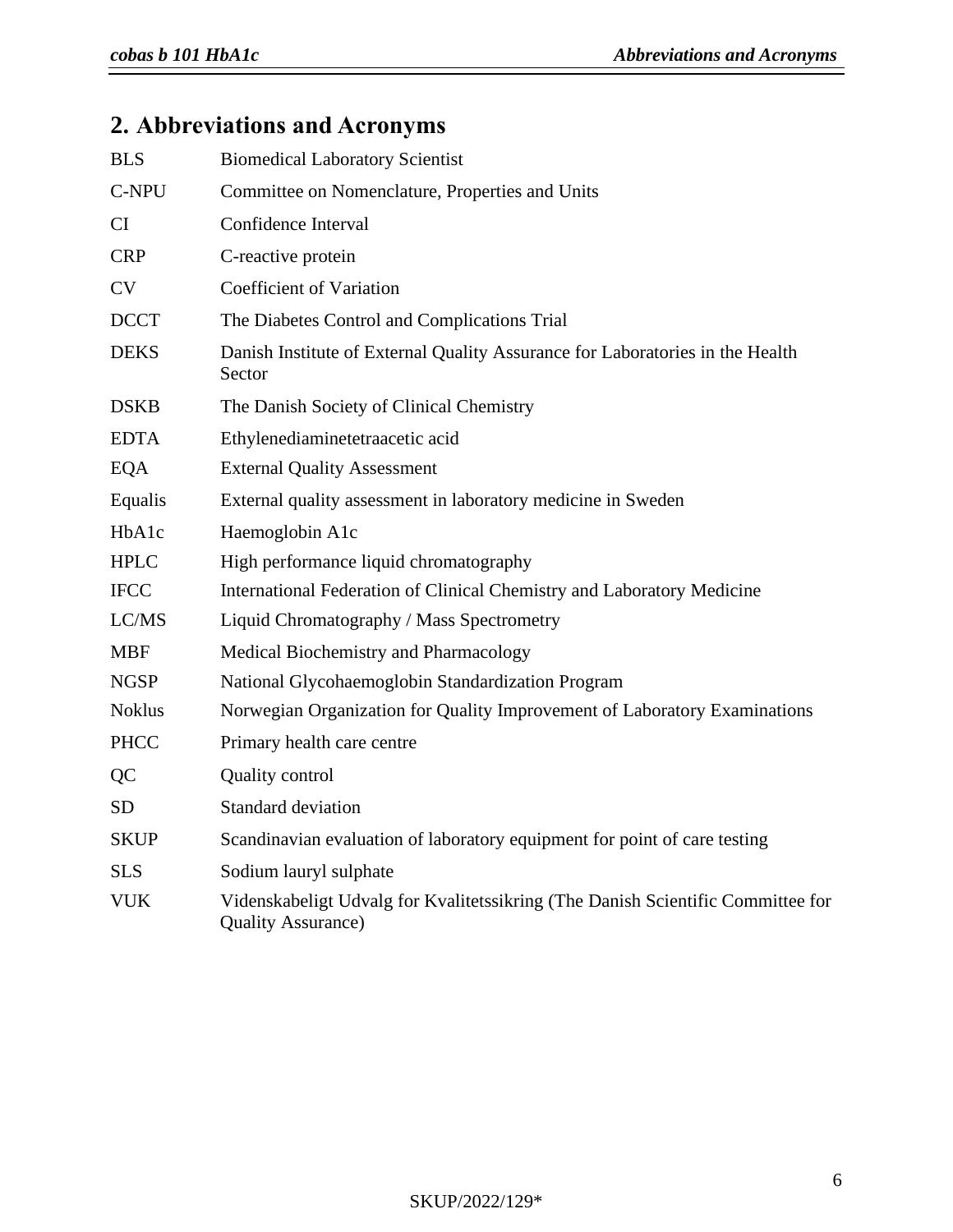## 2. Abbreviations and Acronyms

| | |
|---|---|
| BLS | Biomedical Laboratory Scientist |
| C-NPU | Committee on Nomenclature, Properties and Units |
| CI | Confidence Interval |
| CRP | C-reactive protein |
| CV | Coefficient of Variation |
| DCCT | The Diabetes Control and Complications Trial |
| DEKS | Danish Institute of External Quality Assurance for Laboratories in the Health Sector |
| DSKB | The Danish Society of Clinical Chemistry |
| EDTA | Ethylenediaminetetraacetic acid |
| EQA | External Quality Assessment |
| Equalis | External quality assessment in laboratory medicine in Sweden |
| HbA1c | Haemoglobin A1c |
| HPLC | High performance liquid chromatography |
| IFCC | International Federation of Clinical Chemistry and Laboratory Medicine |
| LC/MS | Liquid Chromatography / Mass Spectrometry |
| MBF | Medical Biochemistry and Pharmacology |
| NGSP | National Glycohaemoglobin Standardization Program |
| Noklus | Norwegian Organization for Quality Improvement of Laboratory Examinations |
| PHCC | Primary health care centre |
| QC | Quality control |
| SD | Standard deviation |
| SKUP | Scandinavian evaluation of laboratory equipment for point of care testing |
| SLS | Sodium lauryl sulphate |
| VUK | Videnskabeligt Udvalg for Kvalitetssikring (The Danish Scientific Committee for Quality Assurance) |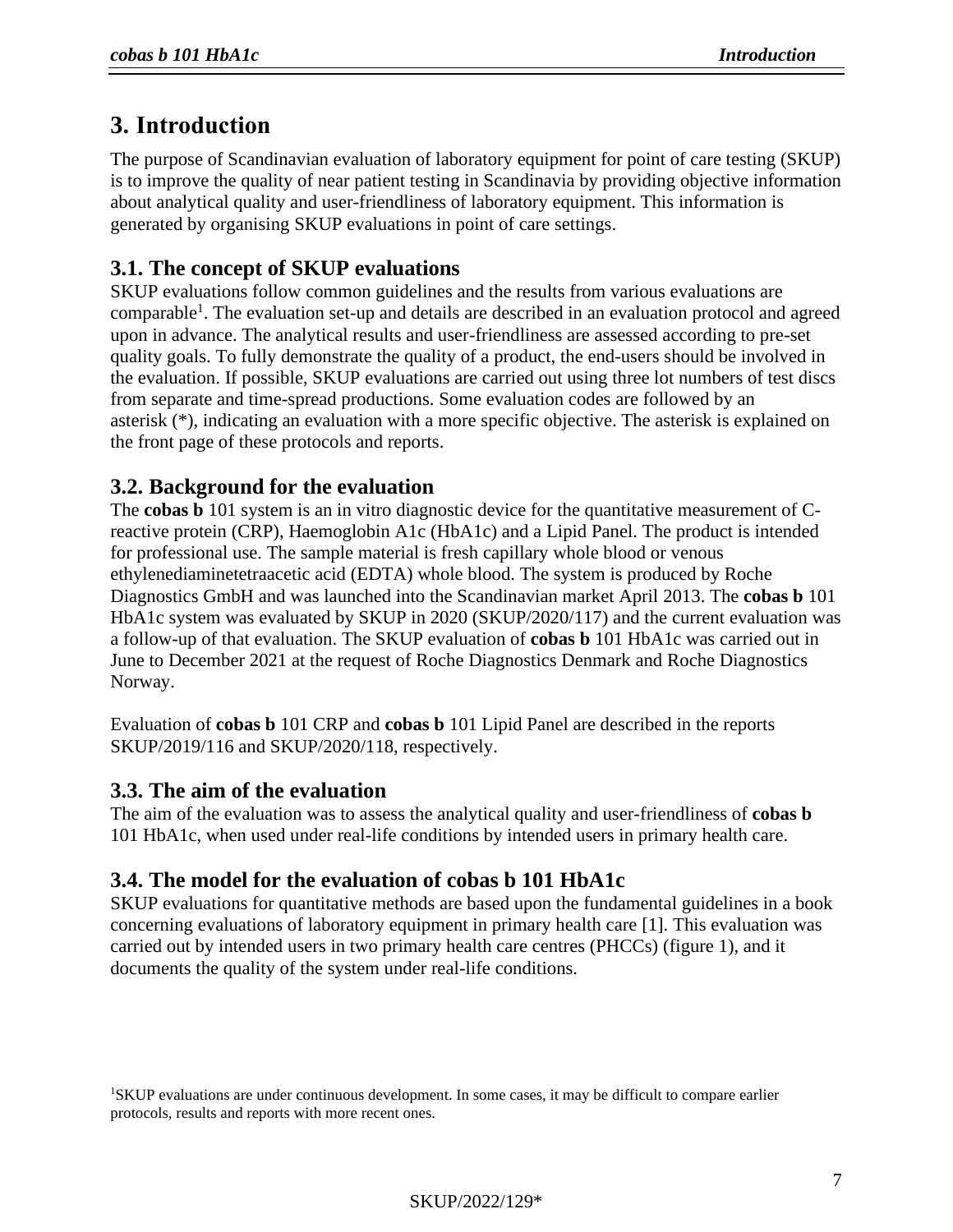# 3. Introduction

The purpose of Scandinavian evaluation of laboratory equipment for point of care testing (SKUP) is to improve the quality of near patient testing in Scandinavia by providing objective information about analytical quality and user-friendliness of laboratory equipment. This information is generated by organising SKUP evaluations in point of care settings.

## 3.1. The concept of SKUP evaluations

SKUP evaluations follow common guidelines and the results from various evaluations are comparable[1]. The evaluation set-up and details are described in an evaluation protocol and agreed upon in advance. The analytical results and user-friendliness are assessed according to pre-set quality goals. To fully demonstrate the quality of a product, the end-users should be involved in the evaluation. If possible, SKUP evaluations are carried out using three lot numbers of test discs from separate and time-spread productions. Some evaluation codes are followed by an asterisk (*), indicating an evaluation with a more specific objective. The asterisk is explained on the front page of these protocols and reports.

## 3.2. Background for the evaluation

The **cobas b** 101 system is an in vitro diagnostic device for the quantitative measurement of C-reactive protein (CRP), Haemoglobin A1c (HbA1c) and a Lipid Panel. The product is intended for professional use. The sample material is fresh capillary whole blood or venous ethylenediaminetetraacetic acid (EDTA) whole blood. The system is produced by Roche Diagnostics GmbH and was launched into the Scandinavian market April 2013. The **cobas b** 101 HbA1c system was evaluated by SKUP in 2020 (SKUP/2020/117) and the current evaluation was a follow-up of that evaluation. The SKUP evaluation of **cobas b** 101 HbA1c was carried out in June to December 2021 at the request of Roche Diagnostics Denmark and Roche Diagnostics Norway.

Evaluation of **cobas b** 101 CRP and **cobas b** 101 Lipid Panel are described in the reports SKUP/2019/116 and SKUP/2020/118, respectively.

## 3.3. The aim of the evaluation

The aim of the evaluation was to assess the analytical quality and user-friendliness of **cobas b** 101 HbA1c, when used under real-life conditions by intended users in primary health care.

## 3.4. The model for the evaluation of cobas b 101 HbA1c

SKUP evaluations for quantitative methods are based upon the fundamental guidelines in a book concerning evaluations of laboratory equipment in primary health care [1]. This evaluation was carried out by intended users in two primary health care centres (PHCCs) (figure 1), and it documents the quality of the system under real-life conditions.

[1]SKUP evaluations are under continuous development. In some cases, it may be difficult to compare earlier protocols, results and reports with more recent ones.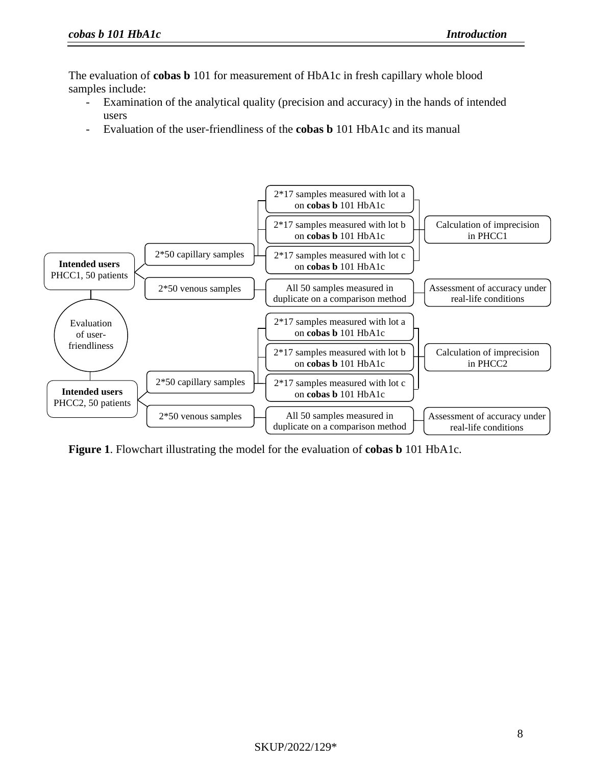The evaluation of **cobas b** 101 for measurement of HbA1c in fresh capillary whole blood samples include:

- Examination of the analytical quality (precision and accuracy) in the hands of intended users
- Evaluation of the user-friendliness of the **cobas b** 101 HbA1c and its manual

- **Intended users** PHCC1, 50 patients
  - 2*50 capillary samples
    - 2*17 samples measured with lot a on **cobas b** 101 HbA1c
    - 2*17 samples measured with lot b on **cobas b** 101 HbA1c
    - 2*17 samples measured with lot c on **cobas b** 101 HbA1c
    - → Calculation of imprecision in PHCC1
  - 2*50 venous samples
    - All 50 samples measured in duplicate on a comparison method
    - → Assessment of accuracy under real-life conditions
- Evaluation of user-friendliness
- **Intended users** PHCC2, 50 patients
  - 2*50 capillary samples
    - 2*17 samples measured with lot a on **cobas b** 101 HbA1c
    - 2*17 samples measured with lot b on **cobas b** 101 HbA1c
    - 2*17 samples measured with lot c on **cobas b** 101 HbA1c
    - → Calculation of imprecision in PHCC2
  - 2*50 venous samples
    - All 50 samples measured in duplicate on a comparison method
    - → Assessment of accuracy under real-life conditions

**Figure 1**. Flowchart illustrating the model for the evaluation of **cobas b** 101 HbA1c.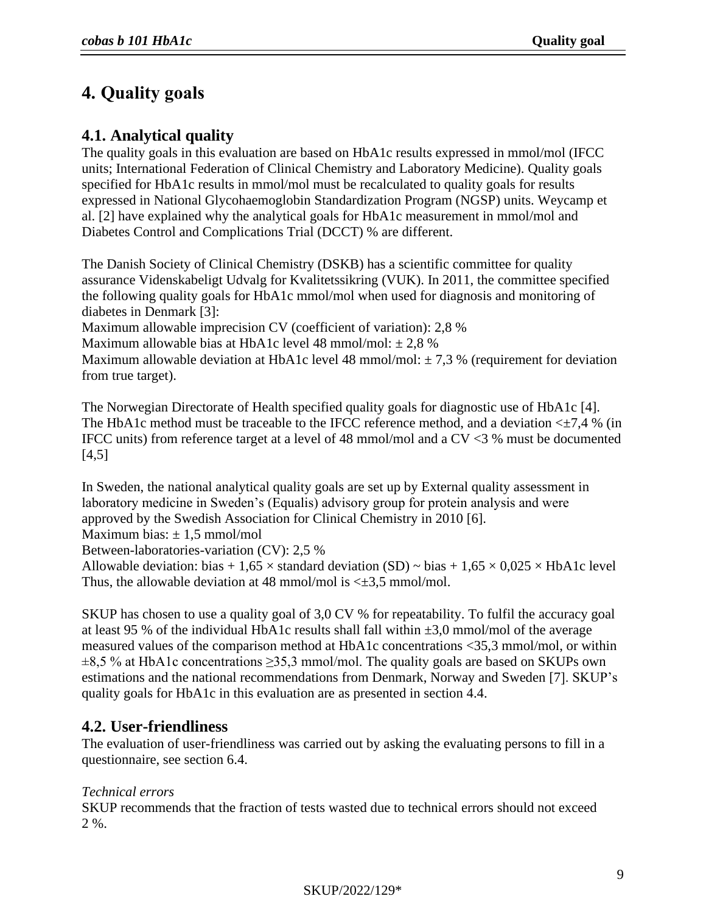# 4. Quality goals

## 4.1. Analytical quality

The quality goals in this evaluation are based on HbA1c results expressed in mmol/mol (IFCC units; International Federation of Clinical Chemistry and Laboratory Medicine). Quality goals specified for HbA1c results in mmol/mol must be recalculated to quality goals for results expressed in National Glycohaemoglobin Standardization Program (NGSP) units. Weycamp et al. [2] have explained why the analytical goals for HbA1c measurement in mmol/mol and Diabetes Control and Complications Trial (DCCT) % are different.

The Danish Society of Clinical Chemistry (DSKB) has a scientific committee for quality assurance Videnskabeligt Udvalg for Kvalitetssikring (VUK). In 2011, the committee specified the following quality goals for HbA1c mmol/mol when used for diagnosis and monitoring of diabetes in Denmark [3]:

Maximum allowable imprecision CV (coefficient of variation): 2,8 %

Maximum allowable bias at HbA1c level 48 mmol/mol: ± 2,8 %

Maximum allowable deviation at HbA1c level 48 mmol/mol: ± 7,3 % (requirement for deviation from true target).

The Norwegian Directorate of Health specified quality goals for diagnostic use of HbA1c [4]. The HbA1c method must be traceable to the IFCC reference method, and a deviation <±7,4 % (in IFCC units) from reference target at a level of 48 mmol/mol and a CV <3 % must be documented [4,5]

In Sweden, the national analytical quality goals are set up by External quality assessment in laboratory medicine in Sweden's (Equalis) advisory group for protein analysis and were approved by the Swedish Association for Clinical Chemistry in 2010 [6].

Maximum bias: ± 1,5 mmol/mol

Between-laboratories-variation (CV): 2,5 %

Allowable deviation: bias + 1,65 × standard deviation (SD) ~ bias + 1,65 × 0,025 × HbA1c level

Thus, the allowable deviation at 48 mmol/mol is <±3,5 mmol/mol.

SKUP has chosen to use a quality goal of 3,0 CV % for repeatability. To fulfil the accuracy goal at least 95 % of the individual HbA1c results shall fall within ±3,0 mmol/mol of the average measured values of the comparison method at HbA1c concentrations <35,3 mmol/mol, or within ±8,5 % at HbA1c concentrations ≥35,3 mmol/mol. The quality goals are based on SKUPs own estimations and the national recommendations from Denmark, Norway and Sweden [7]. SKUP's quality goals for HbA1c in this evaluation are as presented in section 4.4.

## 4.2. User-friendliness

The evaluation of user-friendliness was carried out by asking the evaluating persons to fill in a questionnaire, see section 6.4.

*Technical errors*

SKUP recommends that the fraction of tests wasted due to technical errors should not exceed 2 %.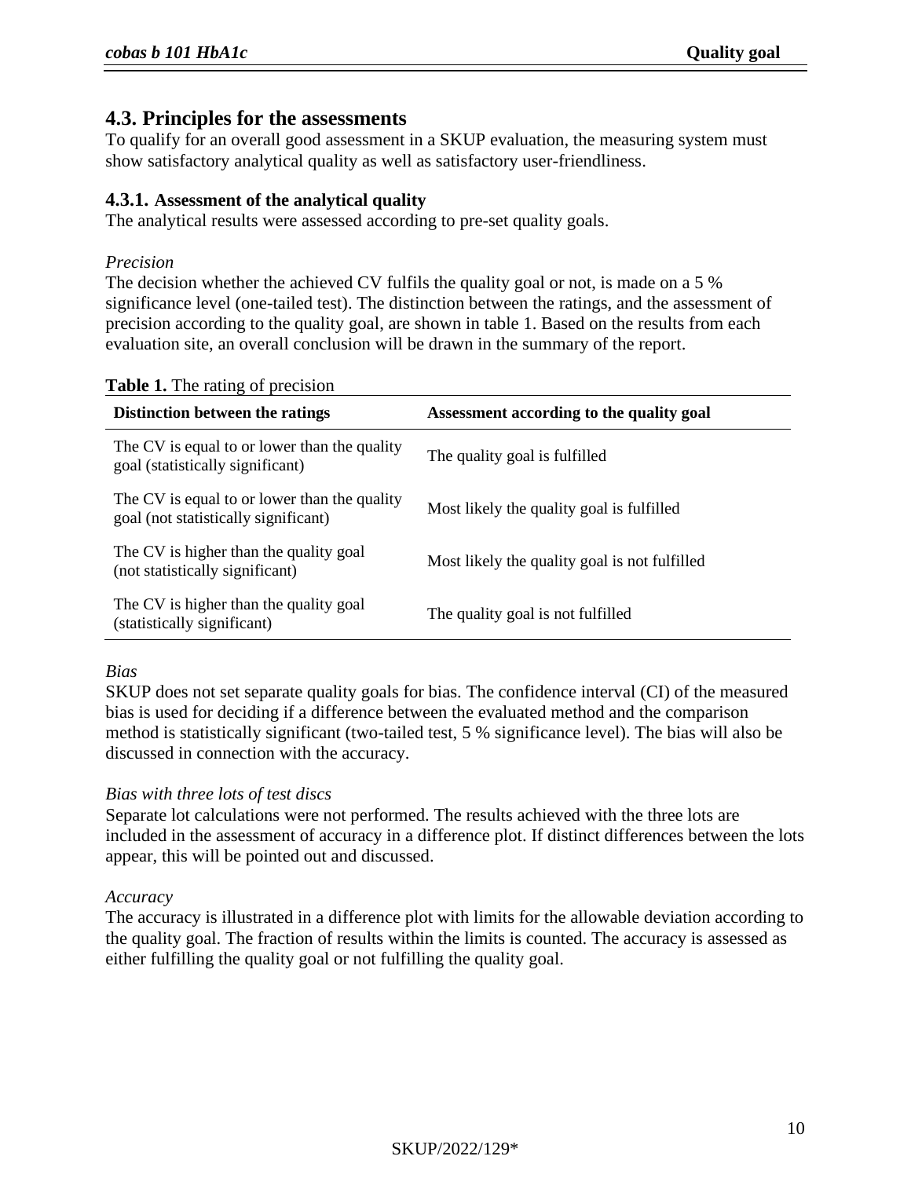## 4.3. Principles for the assessments

To qualify for an overall good assessment in a SKUP evaluation, the measuring system must show satisfactory analytical quality as well as satisfactory user-friendliness.

### 4.3.1. Assessment of the analytical quality

The analytical results were assessed according to pre-set quality goals.

*Precision*

The decision whether the achieved CV fulfils the quality goal or not, is made on a 5 % significance level (one-tailed test). The distinction between the ratings, and the assessment of precision according to the quality goal, are shown in table 1. Based on the results from each evaluation site, an overall conclusion will be drawn in the summary of the report.

**Table 1.** The rating of precision

| Distinction between the ratings | Assessment according to the quality goal |
|---|---|
| The CV is equal to or lower than the quality goal (statistically significant) | The quality goal is fulfilled |
| The CV is equal to or lower than the quality goal (not statistically significant) | Most likely the quality goal is fulfilled |
| The CV is higher than the quality goal (not statistically significant) | Most likely the quality goal is not fulfilled |
| The CV is higher than the quality goal (statistically significant) | The quality goal is not fulfilled |

*Bias*

SKUP does not set separate quality goals for bias. The confidence interval (CI) of the measured bias is used for deciding if a difference between the evaluated method and the comparison method is statistically significant (two-tailed test, 5 % significance level). The bias will also be discussed in connection with the accuracy.

*Bias with three lots of test discs*

Separate lot calculations were not performed. The results achieved with the three lots are included in the assessment of accuracy in a difference plot. If distinct differences between the lots appear, this will be pointed out and discussed.

*Accuracy*

The accuracy is illustrated in a difference plot with limits for the allowable deviation according to the quality goal. The fraction of results within the limits is counted. The accuracy is assessed as either fulfilling the quality goal or not fulfilling the quality goal.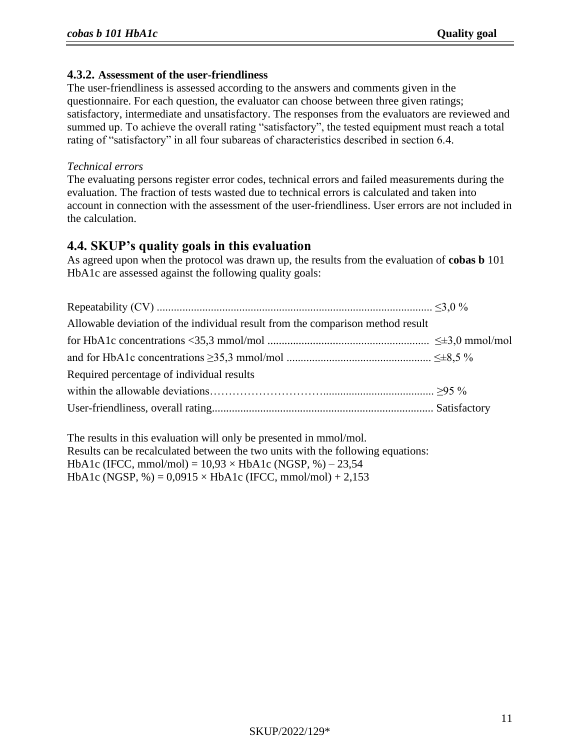#### 4.3.2. Assessment of the user-friendliness

The user-friendliness is assessed according to the answers and comments given in the questionnaire. For each question, the evaluator can choose between three given ratings; satisfactory, intermediate and unsatisfactory. The responses from the evaluators are reviewed and summed up. To achieve the overall rating “satisfactory”, the tested equipment must reach a total rating of “satisfactory” in all four subareas of characteristics described in section 6.4.

*Technical errors*

The evaluating persons register error codes, technical errors and failed measurements during the evaluation. The fraction of tests wasted due to technical errors is calculated and taken into account in connection with the assessment of the user-friendliness. User errors are not included in the calculation.

### 4.4. SKUP’s quality goals in this evaluation

As agreed upon when the protocol was drawn up, the results from the evaluation of **cobas b** 101 HbA1c are assessed against the following quality goals:

Repeatability (CV) ................................................................................................ ≤3,0 %
Allowable deviation of the individual result from the comparison method result
for HbA1c concentrations <35,3 mmol/mol ......................................................... ≤±3,0 mmol/mol
and for HbA1c concentrations ≥35,3 mmol/mol .................................................. ≤±8,5 %
Required percentage of individual results
within the allowable deviations……………………….................................... ≥95 %
User-friendliness, overall rating............................................................................. Satisfactory

The results in this evaluation will only be presented in mmol/mol.
Results can be recalculated between the two units with the following equations:
HbA1c (IFCC, mmol/mol) = 10,93 × HbA1c (NGSP, %) – 23,54
HbA1c (NGSP, %) = 0,0915 × HbA1c (IFCC, mmol/mol) + 2,153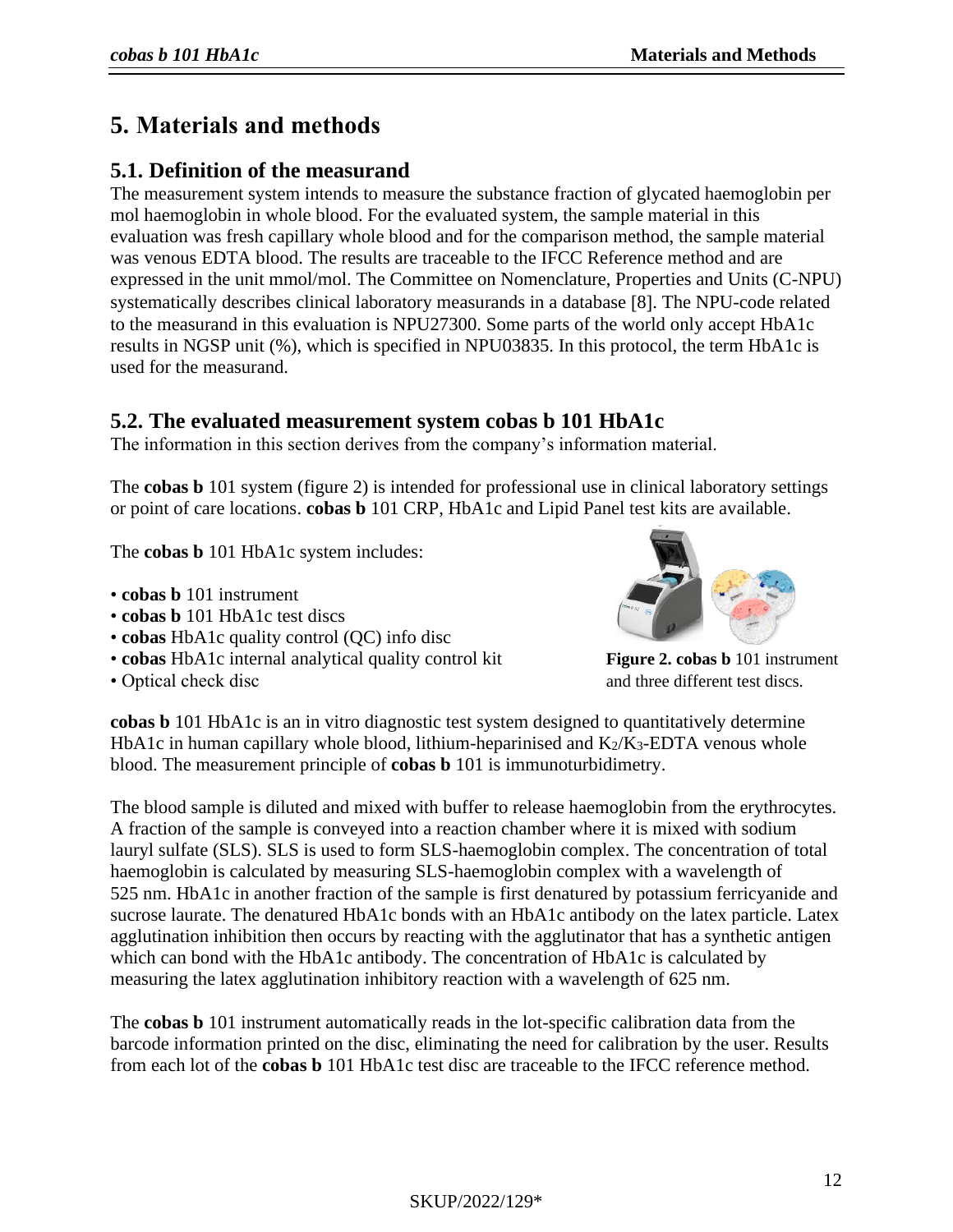# 5. Materials and methods

## 5.1. Definition of the measurand

The measurement system intends to measure the substance fraction of glycated haemoglobin per mol haemoglobin in whole blood. For the evaluated system, the sample material in this evaluation was fresh capillary whole blood and for the comparison method, the sample material was venous EDTA blood. The results are traceable to the IFCC Reference method and are expressed in the unit mmol/mol. The Committee on Nomenclature, Properties and Units (C-NPU) systematically describes clinical laboratory measurands in a database [8]. The NPU-code related to the measurand in this evaluation is NPU27300. Some parts of the world only accept HbA1c results in NGSP unit (%), which is specified in NPU03835. In this protocol, the term HbA1c is used for the measurand.

## 5.2. The evaluated measurement system cobas b 101 HbA1c

The information in this section derives from the company's information material.

The **cobas b** 101 system (figure 2) is intended for professional use in clinical laboratory settings or point of care locations. **cobas b** 101 CRP, HbA1c and Lipid Panel test kits are available.

The **cobas b** 101 HbA1c system includes:

- **cobas b** 101 instrument
- **cobas b** 101 HbA1c test discs
- **cobas** HbA1c quality control (QC) info disc
- **cobas** HbA1c internal analytical quality control kit
- Optical check disc

**Figure 2. cobas b** 101 instrument and three different test discs.

**cobas b** 101 HbA1c is an in vitro diagnostic test system designed to quantitatively determine HbA1c in human capillary whole blood, lithium-heparinised and $K_2$/$K_3$-EDTA venous whole blood. The measurement principle of **cobas b** 101 is immunoturbidimetry.

The blood sample is diluted and mixed with buffer to release haemoglobin from the erythrocytes. A fraction of the sample is conveyed into a reaction chamber where it is mixed with sodium lauryl sulfate (SLS). SLS is used to form SLS-haemoglobin complex. The concentration of total haemoglobin is calculated by measuring SLS-haemoglobin complex with a wavelength of 525 nm. HbA1c in another fraction of the sample is first denatured by potassium ferricyanide and sucrose laurate. The denatured HbA1c bonds with an HbA1c antibody on the latex particle. Latex agglutination inhibition then occurs by reacting with the agglutinator that has a synthetic antigen which can bond with the HbA1c antibody. The concentration of HbA1c is calculated by measuring the latex agglutination inhibitory reaction with a wavelength of 625 nm.

The **cobas b** 101 instrument automatically reads in the lot-specific calibration data from the barcode information printed on the disc, eliminating the need for calibration by the user. Results from each lot of the **cobas b** 101 HbA1c test disc are traceable to the IFCC reference method.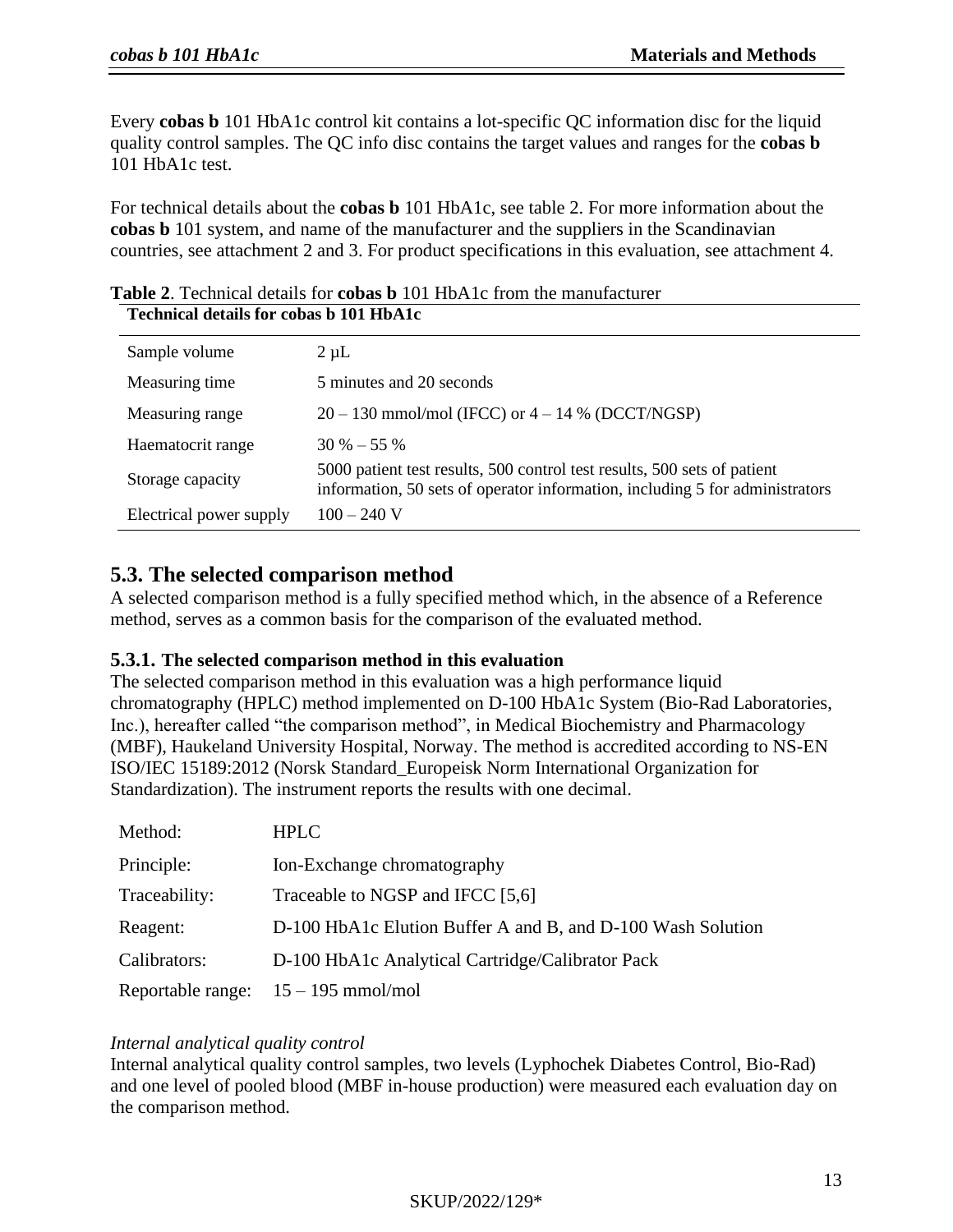Every **cobas b** 101 HbA1c control kit contains a lot-specific QC information disc for the liquid quality control samples. The QC info disc contains the target values and ranges for the **cobas b** 101 HbA1c test.

For technical details about the **cobas b** 101 HbA1c, see table 2. For more information about the **cobas b** 101 system, and name of the manufacturer and the suppliers in the Scandinavian countries, see attachment 2 and 3. For product specifications in this evaluation, see attachment 4.

**Table 2**. Technical details for **cobas b** 101 HbA1c from the manufacturer

| **Technical details for cobas b 101 HbA1c** | |
|---|---|
| Sample volume | 2 µL |
| Measuring time | 5 minutes and 20 seconds |
| Measuring range | 20 – 130 mmol/mol (IFCC) or 4 – 14 % (DCCT/NGSP) |
| Haematocrit range | 30 % – 55 % |
| Storage capacity | 5000 patient test results, 500 control test results, 500 sets of patient information, 50 sets of operator information, including 5 for administrators |
| Electrical power supply | 100 – 240 V |

## 5.3. The selected comparison method

A selected comparison method is a fully specified method which, in the absence of a Reference method, serves as a common basis for the comparison of the evaluated method.

### 5.3.1. The selected comparison method in this evaluation

The selected comparison method in this evaluation was a high performance liquid chromatography (HPLC) method implemented on D-100 HbA1c System (Bio-Rad Laboratories, Inc.), hereafter called "the comparison method", in Medical Biochemistry and Pharmacology (MBF), Haukeland University Hospital, Norway. The method is accredited according to NS-EN ISO/IEC 15189:2012 (Norsk Standard_Europeisk Norm International Organization for Standardization). The instrument reports the results with one decimal.

| | |
|---|---|
| Method: | HPLC |
| Principle: | Ion-Exchange chromatography |
| Traceability: | Traceable to NGSP and IFCC [5,6] |
| Reagent: | D-100 HbA1c Elution Buffer A and B, and D-100 Wash Solution |
| Calibrators: | D-100 HbA1c Analytical Cartridge/Calibrator Pack |
| Reportable range: | 15 – 195 mmol/mol |

*Internal analytical quality control*

Internal analytical quality control samples, two levels (Lyphochek Diabetes Control, Bio-Rad) and one level of pooled blood (MBF in-house production) were measured each evaluation day on the comparison method.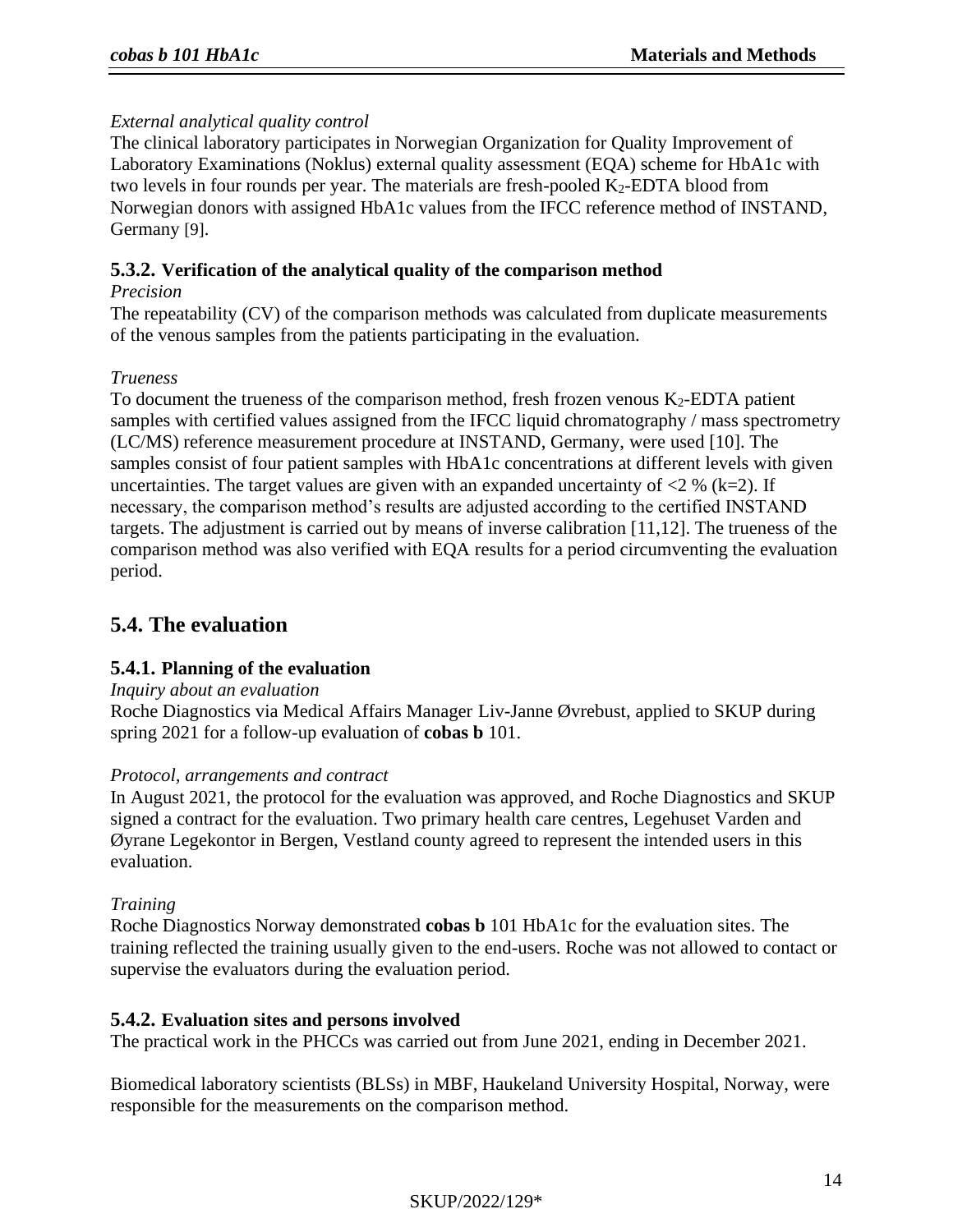*External analytical quality control*

The clinical laboratory participates in Norwegian Organization for Quality Improvement of Laboratory Examinations (Noklus) external quality assessment (EQA) scheme for HbA1c with two levels in four rounds per year. The materials are fresh-pooled $K_2$-EDTA blood from Norwegian donors with assigned HbA1c values from the IFCC reference method of INSTAND, Germany [9].

### 5.3.2. Verification of the analytical quality of the comparison method

*Precision*

The repeatability (CV) of the comparison methods was calculated from duplicate measurements of the venous samples from the patients participating in the evaluation.

*Trueness*

To document the trueness of the comparison method, fresh frozen venous $K_2$-EDTA patient samples with certified values assigned from the IFCC liquid chromatography / mass spectrometry (LC/MS) reference measurement procedure at INSTAND, Germany, were used [10]. The samples consist of four patient samples with HbA1c concentrations at different levels with given uncertainties. The target values are given with an expanded uncertainty of <2 % (k=2). If necessary, the comparison method's results are adjusted according to the certified INSTAND targets. The adjustment is carried out by means of inverse calibration [11,12]. The trueness of the comparison method was also verified with EQA results for a period circumventing the evaluation period.

## 5.4. The evaluation

### 5.4.1. Planning of the evaluation

*Inquiry about an evaluation*

Roche Diagnostics via Medical Affairs Manager Liv-Janne Øvrebust, applied to SKUP during spring 2021 for a follow-up evaluation of **cobas b** 101.

*Protocol, arrangements and contract*

In August 2021, the protocol for the evaluation was approved, and Roche Diagnostics and SKUP signed a contract for the evaluation. Two primary health care centres, Legehuset Varden and Øyrane Legekontor in Bergen, Vestland county agreed to represent the intended users in this evaluation.

*Training*

Roche Diagnostics Norway demonstrated **cobas b** 101 HbA1c for the evaluation sites. The training reflected the training usually given to the end-users. Roche was not allowed to contact or supervise the evaluators during the evaluation period.

### 5.4.2. Evaluation sites and persons involved

The practical work in the PHCCs was carried out from June 2021, ending in December 2021.

Biomedical laboratory scientists (BLSs) in MBF, Haukeland University Hospital, Norway, were responsible for the measurements on the comparison method.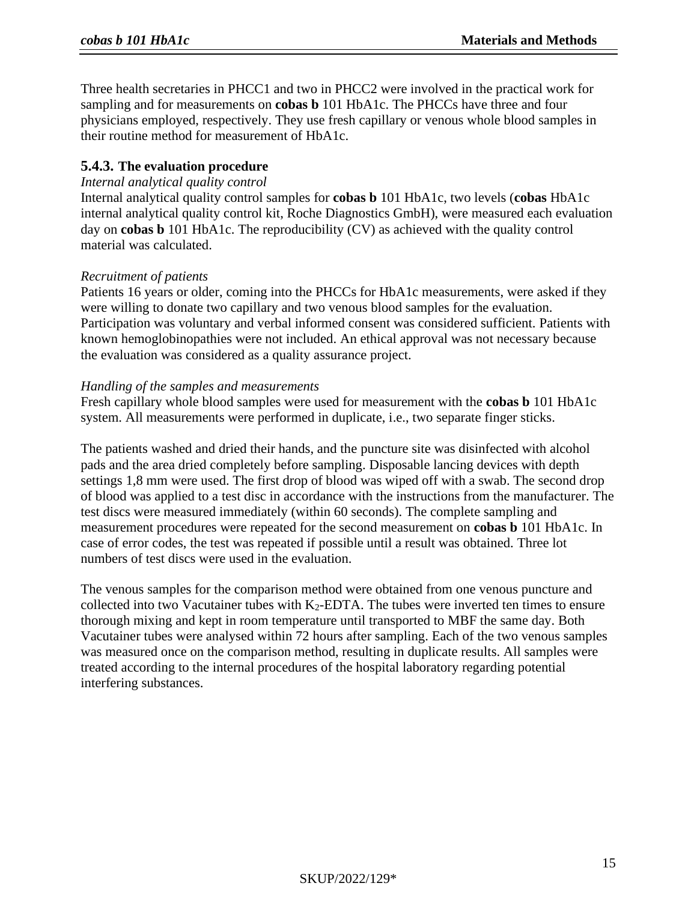Three health secretaries in PHCC1 and two in PHCC2 were involved in the practical work for sampling and for measurements on **cobas b** 101 HbA1c. The PHCCs have three and four physicians employed, respectively. They use fresh capillary or venous whole blood samples in their routine method for measurement of HbA1c.

### 5.4.3. The evaluation procedure

*Internal analytical quality control*

Internal analytical quality control samples for **cobas b** 101 HbA1c, two levels (**cobas** HbA1c internal analytical quality control kit, Roche Diagnostics GmbH), were measured each evaluation day on **cobas b** 101 HbA1c. The reproducibility (CV) as achieved with the quality control material was calculated.

*Recruitment of patients*

Patients 16 years or older, coming into the PHCCs for HbA1c measurements, were asked if they were willing to donate two capillary and two venous blood samples for the evaluation. Participation was voluntary and verbal informed consent was considered sufficient. Patients with known hemoglobinopathies were not included. An ethical approval was not necessary because the evaluation was considered as a quality assurance project.

*Handling of the samples and measurements*

Fresh capillary whole blood samples were used for measurement with the **cobas b** 101 HbA1c system. All measurements were performed in duplicate, i.e., two separate finger sticks.

The patients washed and dried their hands, and the puncture site was disinfected with alcohol pads and the area dried completely before sampling. Disposable lancing devices with depth settings 1,8 mm were used. The first drop of blood was wiped off with a swab. The second drop of blood was applied to a test disc in accordance with the instructions from the manufacturer. The test discs were measured immediately (within 60 seconds). The complete sampling and measurement procedures were repeated for the second measurement on **cobas b** 101 HbA1c. In case of error codes, the test was repeated if possible until a result was obtained. Three lot numbers of test discs were used in the evaluation.

The venous samples for the comparison method were obtained from one venous puncture and collected into two Vacutainer tubes with $K_2$-EDTA. The tubes were inverted ten times to ensure thorough mixing and kept in room temperature until transported to MBF the same day. Both Vacutainer tubes were analysed within 72 hours after sampling. Each of the two venous samples was measured once on the comparison method, resulting in duplicate results. All samples were treated according to the internal procedures of the hospital laboratory regarding potential interfering substances.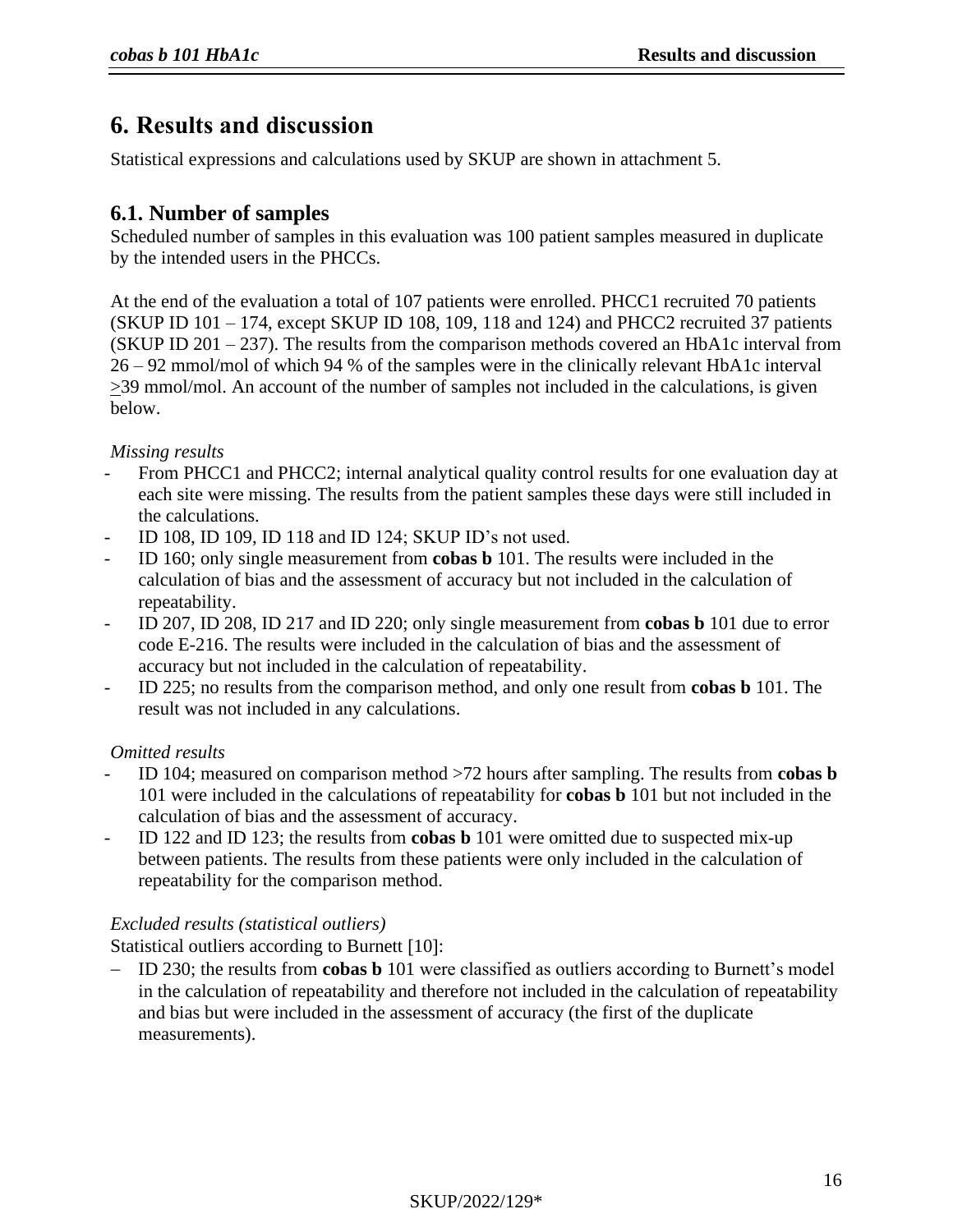# 6. Results and discussion

Statistical expressions and calculations used by SKUP are shown in attachment 5.

## 6.1. Number of samples

Scheduled number of samples in this evaluation was 100 patient samples measured in duplicate by the intended users in the PHCCs.

At the end of the evaluation a total of 107 patients were enrolled. PHCC1 recruited 70 patients (SKUP ID 101 – 174, except SKUP ID 108, 109, 118 and 124) and PHCC2 recruited 37 patients (SKUP ID 201 – 237). The results from the comparison methods covered an HbA1c interval from 26 – 92 mmol/mol of which 94 % of the samples were in the clinically relevant HbA1c interval ≥39 mmol/mol. An account of the number of samples not included in the calculations, is given below.

*Missing results*

- From PHCC1 and PHCC2; internal analytical quality control results for one evaluation day at each site were missing. The results from the patient samples these days were still included in the calculations.
- ID 108, ID 109, ID 118 and ID 124; SKUP ID's not used.
- ID 160; only single measurement from **cobas b** 101. The results were included in the calculation of bias and the assessment of accuracy but not included in the calculation of repeatability.
- ID 207, ID 208, ID 217 and ID 220; only single measurement from **cobas b** 101 due to error code E-216. The results were included in the calculation of bias and the assessment of accuracy but not included in the calculation of repeatability.
- ID 225; no results from the comparison method, and only one result from **cobas b** 101. The result was not included in any calculations.

*Omitted results*

- ID 104; measured on comparison method >72 hours after sampling. The results from **cobas b** 101 were included in the calculations of repeatability for **cobas b** 101 but not included in the calculation of bias and the assessment of accuracy.
- ID 122 and ID 123; the results from **cobas b** 101 were omitted due to suspected mix-up between patients. The results from these patients were only included in the calculation of repeatability for the comparison method.

*Excluded results (statistical outliers)*

Statistical outliers according to Burnett [10]:

- ID 230; the results from **cobas b** 101 were classified as outliers according to Burnett's model in the calculation of repeatability and therefore not included in the calculation of repeatability and bias but were included in the assessment of accuracy (the first of the duplicate measurements).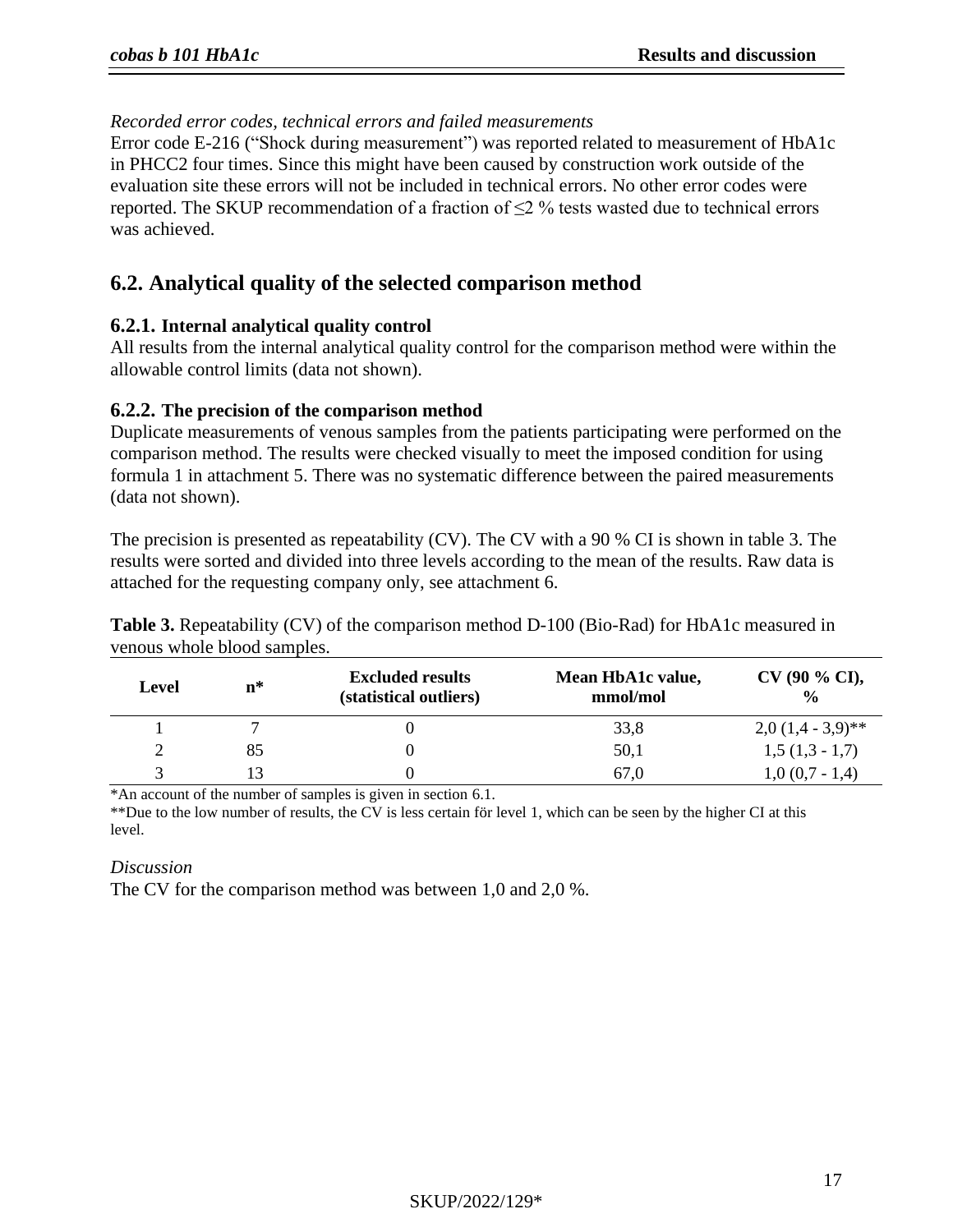*Recorded error codes, technical errors and failed measurements*

Error code E-216 (“Shock during measurement”) was reported related to measurement of HbA1c in PHCC2 four times. Since this might have been caused by construction work outside of the evaluation site these errors will not be included in technical errors. No other error codes were reported. The SKUP recommendation of a fraction of ≤2 % tests wasted due to technical errors was achieved.

## 6.2. Analytical quality of the selected comparison method

### 6.2.1. Internal analytical quality control

All results from the internal analytical quality control for the comparison method were within the allowable control limits (data not shown).

### 6.2.2. The precision of the comparison method

Duplicate measurements of venous samples from the patients participating were performed on the comparison method. The results were checked visually to meet the imposed condition for using formula 1 in attachment 5. There was no systematic difference between the paired measurements (data not shown).

The precision is presented as repeatability (CV). The CV with a 90 % CI is shown in table 3. The results were sorted and divided into three levels according to the mean of the results. Raw data is attached for the requesting company only, see attachment 6.

**Table 3.** Repeatability (CV) of the comparison method D-100 (Bio-Rad) for HbA1c measured in venous whole blood samples.

| Level | n* | Excluded results (statistical outliers) | Mean HbA1c value, mmol/mol | CV (90 % CI), % |
|---|---|---|---|---|
| 1 | 7 | 0 | 33,8 | 2,0 (1,4 - 3,9)** |
| 2 | 85 | 0 | 50,1 | 1,5 (1,3 - 1,7) |
| 3 | 13 | 0 | 67,0 | 1,0 (0,7 - 1,4) |

*An account of the number of samples is given in section 6.1.

**Due to the low number of results, the CV is less certain för level 1, which can be seen by the higher CI at this level.

*Discussion*

The CV for the comparison method was between 1,0 and 2,0 %.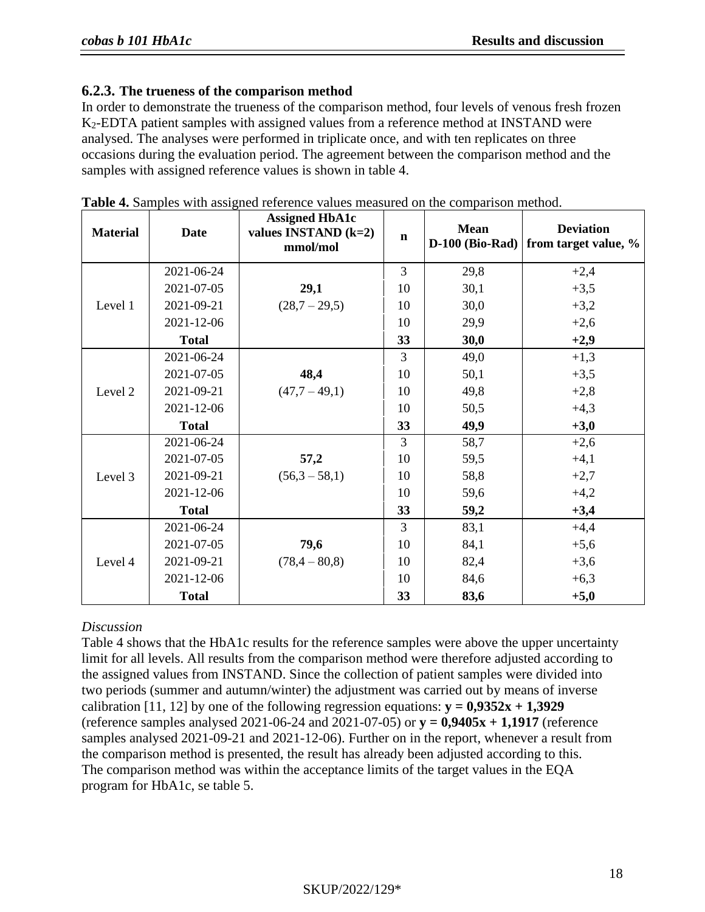### 6.2.3. The trueness of the comparison method

In order to demonstrate the trueness of the comparison method, four levels of venous fresh frozen $K_2$-EDTA patient samples with assigned values from a reference method at INSTAND were analysed. The analyses were performed in triplicate once, and with ten replicates on three occasions during the evaluation period. The agreement between the comparison method and the samples with assigned reference values is shown in table 4.

**Table 4.** Samples with assigned reference values measured on the comparison method.

| Material | Date | Assigned HbA1c values INSTAND (k=2) mmol/mol | n | Mean D-100 (Bio-Rad) | Deviation from target value, % |
|---|---|---|---|---|---|
| Level 1 | 2021-06-24 | **29,1** (28,7 – 29,5) | 3 | 29,8 | +2,4 |
| | 2021-07-05 | | 10 | 30,1 | +3,5 |
| | 2021-09-21 | | 10 | 30,0 | +3,2 |
| | 2021-12-06 | | 10 | 29,9 | +2,6 |
| | **Total** | | **33** | **30,0** | **+2,9** |
| Level 2 | 2021-06-24 | **48,4** (47,7 – 49,1) | 3 | 49,0 | +1,3 |
| | 2021-07-05 | | 10 | 50,1 | +3,5 |
| | 2021-09-21 | | 10 | 49,8 | +2,8 |
| | 2021-12-06 | | 10 | 50,5 | +4,3 |
| | **Total** | | **33** | **49,9** | **+3,0** |
| Level 3 | 2021-06-24 | **57,2** (56,3 – 58,1) | 3 | 58,7 | +2,6 |
| | 2021-07-05 | | 10 | 59,5 | +4,1 |
| | 2021-09-21 | | 10 | 58,8 | +2,7 |
| | 2021-12-06 | | 10 | 59,6 | +4,2 |
| | **Total** | | **33** | **59,2** | **+3,4** |
| Level 4 | 2021-06-24 | **79,6** (78,4 – 80,8) | 3 | 83,1 | +4,4 |
| | 2021-07-05 | | 10 | 84,1 | +5,6 |
| | 2021-09-21 | | 10 | 82,4 | +3,6 |
| | 2021-12-06 | | 10 | 84,6 | +6,3 |
| | **Total** | | **33** | **83,6** | **+5,0** |

*Discussion*

Table 4 shows that the HbA1c results for the reference samples were above the upper uncertainty limit for all levels. All results from the comparison method were therefore adjusted according to the assigned values from INSTAND. Since the collection of patient samples were divided into two periods (summer and autumn/winter) the adjustment was carried out by means of inverse calibration [11, 12] by one of the following regression equations: $\mathbf{y = 0{,}9352x + 1{,}3929}$ (reference samples analysed 2021-06-24 and 2021-07-05) or $\mathbf{y = 0{,}9405x + 1{,}1917}$ (reference samples analysed 2021-09-21 and 2021-12-06). Further on in the report, whenever a result from the comparison method is presented, the result has already been adjusted according to this. The comparison method was within the acceptance limits of the target values in the EQA program for HbA1c, se table 5.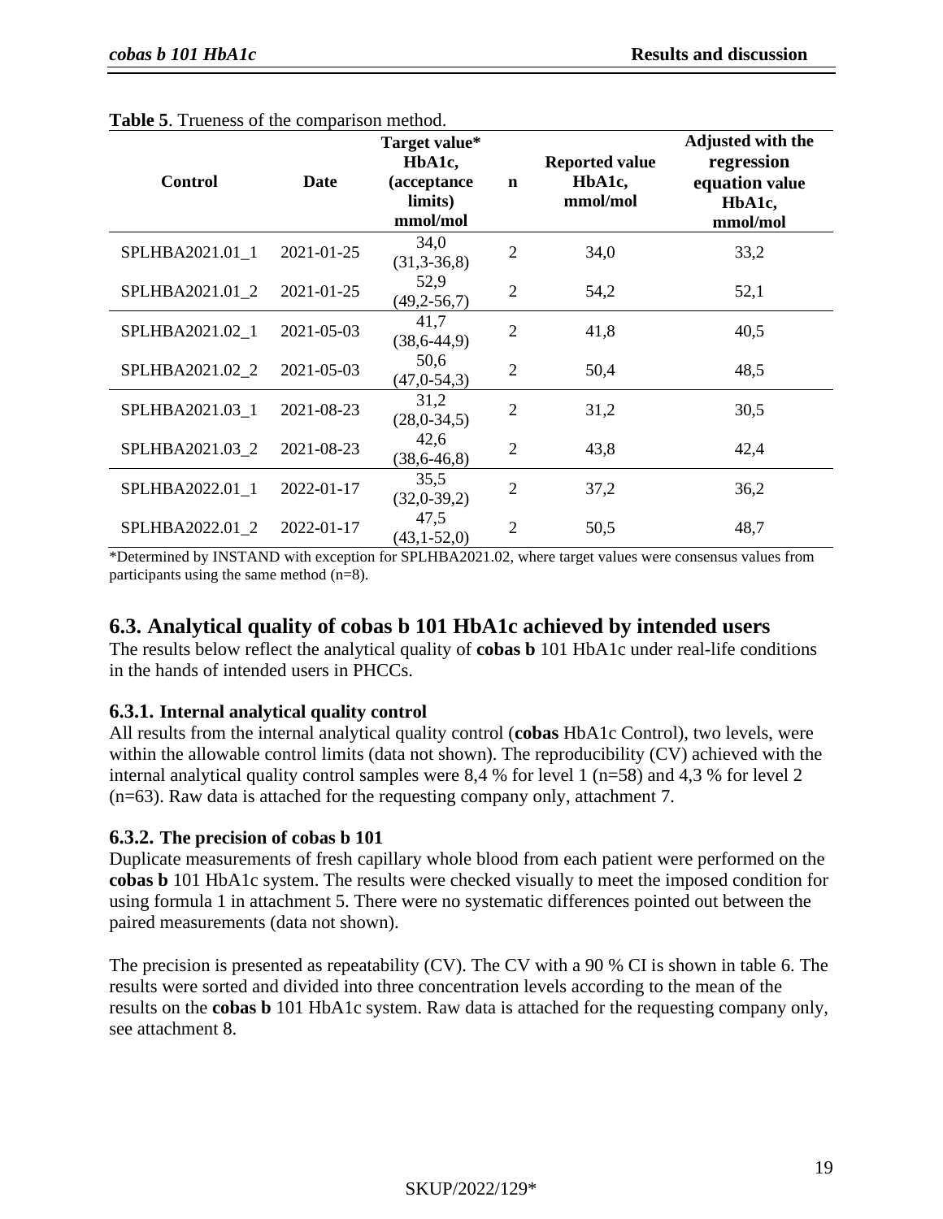**Table 5**. Trueness of the comparison method.

| Control | Date | Target value* HbA1c, (acceptance limits) mmol/mol | n | Reported value HbA1c, mmol/mol | Adjusted with the regression equation value HbA1c, mmol/mol |
|---|---|---|---|---|---|
| SPLHBA2021.01_1 | 2021-01-25 | 34,0 (31,3-36,8) | 2 | 34,0 | 33,2 |
| SPLHBA2021.01_2 | 2021-01-25 | 52,9 (49,2-56,7) | 2 | 54,2 | 52,1 |
| SPLHBA2021.02_1 | 2021-05-03 | 41,7 (38,6-44,9) | 2 | 41,8 | 40,5 |
| SPLHBA2021.02_2 | 2021-05-03 | 50,6 (47,0-54,3) | 2 | 50,4 | 48,5 |
| SPLHBA2021.03_1 | 2021-08-23 | 31,2 (28,0-34,5) | 2 | 31,2 | 30,5 |
| SPLHBA2021.03_2 | 2021-08-23 | 42,6 (38,6-46,8) | 2 | 43,8 | 42,4 |
| SPLHBA2022.01_1 | 2022-01-17 | 35,5 (32,0-39,2) | 2 | 37,2 | 36,2 |
| SPLHBA2022.01_2 | 2022-01-17 | 47,5 (43,1-52,0) | 2 | 50,5 | 48,7 |

*Determined by INSTAND with exception for SPLHBA2021.02, where target values were consensus values from participants using the same method (n=8).

## 6.3. Analytical quality of cobas b 101 HbA1c achieved by intended users

The results below reflect the analytical quality of **cobas b** 101 HbA1c under real-life conditions in the hands of intended users in PHCCs.

### 6.3.1. Internal analytical quality control

All results from the internal analytical quality control (**cobas** HbA1c Control), two levels, were within the allowable control limits (data not shown). The reproducibility (CV) achieved with the internal analytical quality control samples were 8,4 % for level 1 (n=58) and 4,3 % for level 2 (n=63). Raw data is attached for the requesting company only, attachment 7.

### 6.3.2. The precision of cobas b 101

Duplicate measurements of fresh capillary whole blood from each patient were performed on the **cobas b** 101 HbA1c system. The results were checked visually to meet the imposed condition for using formula 1 in attachment 5. There were no systematic differences pointed out between the paired measurements (data not shown).

The precision is presented as repeatability (CV). The CV with a 90 % CI is shown in table 6. The results were sorted and divided into three concentration levels according to the mean of the results on the **cobas b** 101 HbA1c system. Raw data is attached for the requesting company only, see attachment 8.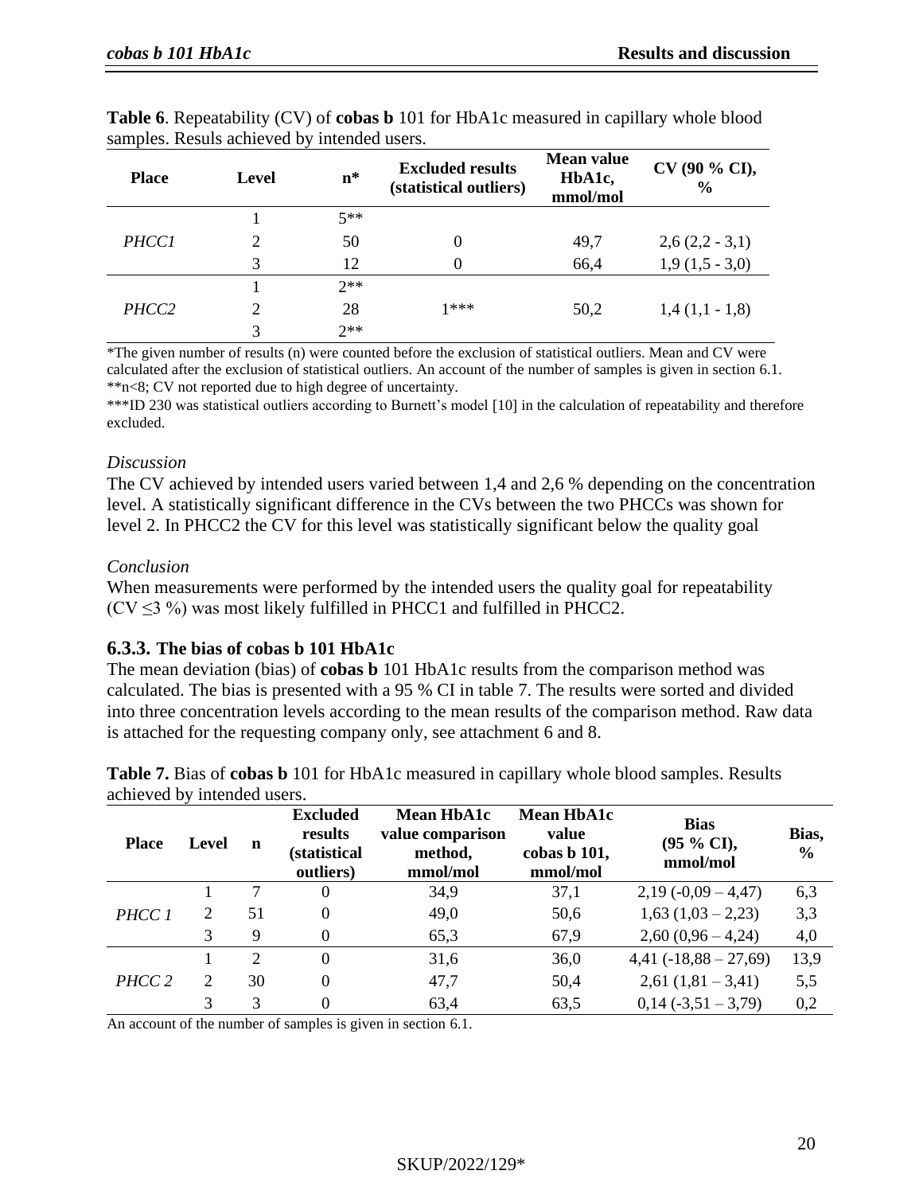**Table 6**. Repeatability (CV) of **cobas b** 101 for HbA1c measured in capillary whole blood samples. Resuls achieved by intended users.

| Place | Level | n* | Excluded results (statistical outliers) | Mean value HbA1c, mmol/mol | CV (90 % CI), % |
|---|---|---|---|---|---|
| *PHCC1* | 1 | 5** | | | |
| | 2 | 50 | 0 | 49,7 | 2,6 (2,2 - 3,1) |
| | 3 | 12 | 0 | 66,4 | 1,9 (1,5 - 3,0) |
| *PHCC2* | 1 | 2** | | | |
| | 2 | 28 | 1*** | 50,2 | 1,4 (1,1 - 1,8) |
| | 3 | 2** | | | |

*The given number of results (n) were counted before the exclusion of statistical outliers. Mean and CV were calculated after the exclusion of statistical outliers. An account of the number of samples is given in section 6.1.
**n<8; CV not reported due to high degree of uncertainty.
***ID 230 was statistical outliers according to Burnett's model [10] in the calculation of repeatability and therefore excluded.

*Discussion*

The CV achieved by intended users varied between 1,4 and 2,6 % depending on the concentration level. A statistically significant difference in the CVs between the two PHCCs was shown for level 2. In PHCC2 the CV for this level was statistically significant below the quality goal

*Conclusion*

When measurements were performed by the intended users the quality goal for repeatability (CV ≤3 %) was most likely fulfilled in PHCC1 and fulfilled in PHCC2.

### 6.3.3. The bias of cobas b 101 HbA1c

The mean deviation (bias) of **cobas b** 101 HbA1c results from the comparison method was calculated. The bias is presented with a 95 % CI in table 7. The results were sorted and divided into three concentration levels according to the mean results of the comparison method. Raw data is attached for the requesting company only, see attachment 6 and 8.

**Table 7.** Bias of **cobas b** 101 for HbA1c measured in capillary whole blood samples. Results achieved by intended users.

| Place | Level | n | Excluded results (statistical outliers) | Mean HbA1c value comparison method, mmol/mol | Mean HbA1c value cobas b 101, mmol/mol | Bias (95 % CI), mmol/mol | Bias, % |
|---|---|---|---|---|---|---|---|
| *PHCC 1* | 1 | 7 | 0 | 34,9 | 37,1 | 2,19 (-0,09 – 4,47) | 6,3 |
| | 2 | 51 | 0 | 49,0 | 50,6 | 1,63 (1,03 – 2,23) | 3,3 |
| | 3 | 9 | 0 | 65,3 | 67,9 | 2,60 (0,96 – 4,24) | 4,0 |
| *PHCC 2* | 1 | 2 | 0 | 31,6 | 36,0 | 4,41 (-18,88 – 27,69) | 13,9 |
| | 2 | 30 | 0 | 47,7 | 50,4 | 2,61 (1,81 – 3,41) | 5,5 |
| | 3 | 3 | 0 | 63,4 | 63,5 | 0,14 (-3,51 – 3,79) | 0,2 |

An account of the number of samples is given in section 6.1.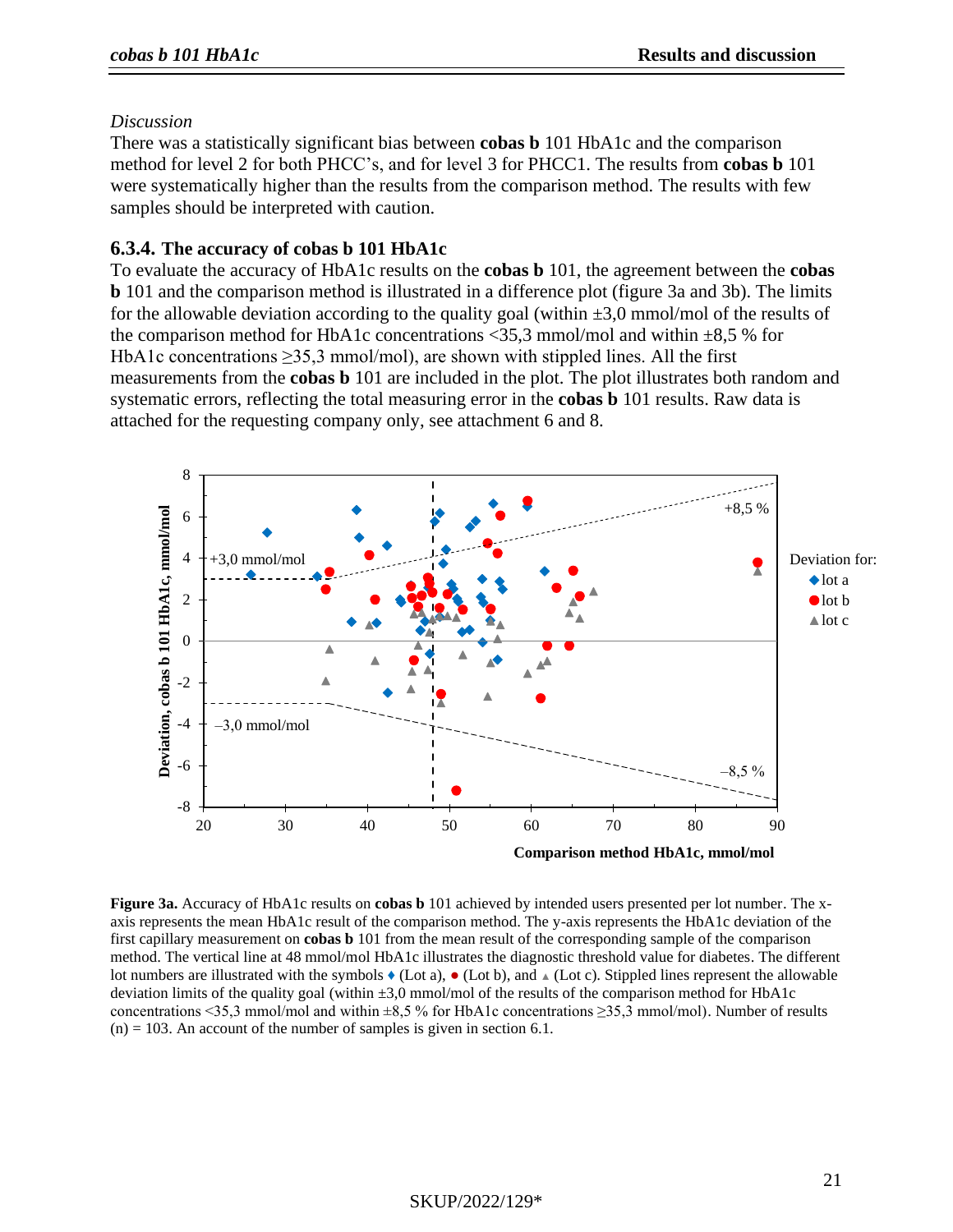*Discussion*

There was a statistically significant bias between **cobas b** 101 HbA1c and the comparison method for level 2 for both PHCC's, and for level 3 for PHCC1. The results from **cobas b** 101 were systematically higher than the results from the comparison method. The results with few samples should be interpreted with caution.

### 6.3.4. The accuracy of cobas b 101 HbA1c

To evaluate the accuracy of HbA1c results on the **cobas b** 101, the agreement between the **cobas b** 101 and the comparison method is illustrated in a difference plot (figure 3a and 3b). The limits for the allowable deviation according to the quality goal (within ±3,0 mmol/mol of the results of the comparison method for HbA1c concentrations <35,3 mmol/mol and within ±8,5 % for HbA1c concentrations ≥35,3 mmol/mol), are shown with stippled lines. All the first measurements from the **cobas b** 101 are included in the plot. The plot illustrates both random and systematic errors, reflecting the total measuring error in the **cobas b** 101 results. Raw data is attached for the requesting company only, see attachment 6 and 8.

**Figure 3a.** Accuracy of HbA1c results on **cobas b** 101 achieved by intended users presented per lot number. The x-axis represents the mean HbA1c result of the comparison method. The y-axis represents the HbA1c deviation of the first capillary measurement on **cobas b** 101 from the mean result of the corresponding sample of the comparison method. The vertical line at 48 mmol/mol HbA1c illustrates the diagnostic threshold value for diabetes. The different lot numbers are illustrated with the symbols ♦ (Lot a), ● (Lot b), and ▲ (Lot c). Stippled lines represent the allowable deviation limits of the quality goal (within ±3,0 mmol/mol of the results of the comparison method for HbA1c concentrations <35,3 mmol/mol and within ±8,5 % for HbA1c concentrations ≥35,3 mmol/mol). Number of results (n) = 103. An account of the number of samples is given in section 6.1.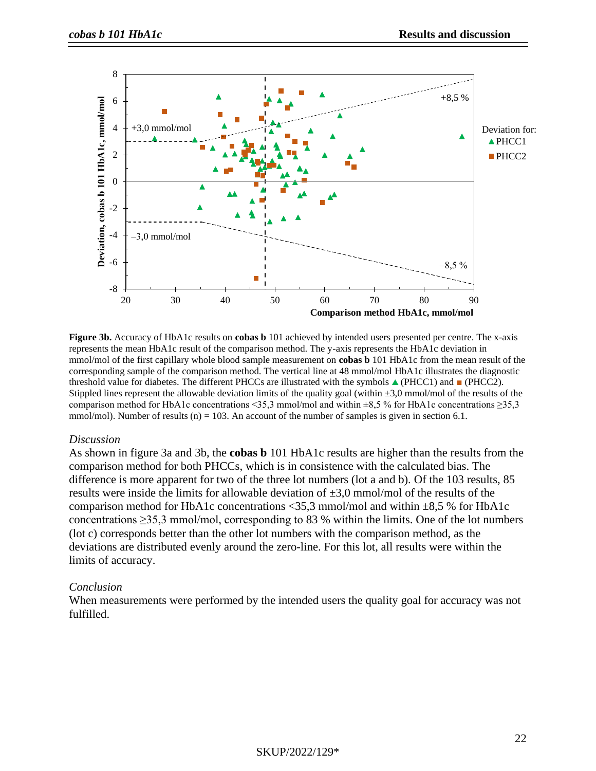**Figure 3b.** Accuracy of HbA1c results on **cobas b** 101 achieved by intended users presented per centre. The x-axis represents the mean HbA1c result of the comparison method. The y-axis represents the HbA1c deviation in mmol/mol of the first capillary whole blood sample measurement on **cobas b** 101 HbA1c from the mean result of the corresponding sample of the comparison method. The vertical line at 48 mmol/mol HbA1c illustrates the diagnostic threshold value for diabetes. The different PHCCs are illustrated with the symbols ▲ (PHCC1) and ■ (PHCC2). Stippled lines represent the allowable deviation limits of the quality goal (within ±3,0 mmol/mol of the results of the comparison method for HbA1c concentrations <35,3 mmol/mol and within ±8,5 % for HbA1c concentrations ≥35,3 mmol/mol). Number of results (n) = 103. An account of the number of samples is given in section 6.1.

*Discussion*

As shown in figure 3a and 3b, the **cobas b** 101 HbA1c results are higher than the results from the comparison method for both PHCCs, which is in consistence with the calculated bias. The difference is more apparent for two of the three lot numbers (lot a and b). Of the 103 results, 85 results were inside the limits for allowable deviation of ±3,0 mmol/mol of the results of the comparison method for HbA1c concentrations <35,3 mmol/mol and within ±8,5 % for HbA1c concentrations ≥35,3 mmol/mol, corresponding to 83 % within the limits. One of the lot numbers (lot c) corresponds better than the other lot numbers with the comparison method, as the deviations are distributed evenly around the zero-line. For this lot, all results were within the limits of accuracy.

*Conclusion*

When measurements were performed by the intended users the quality goal for accuracy was not fulfilled.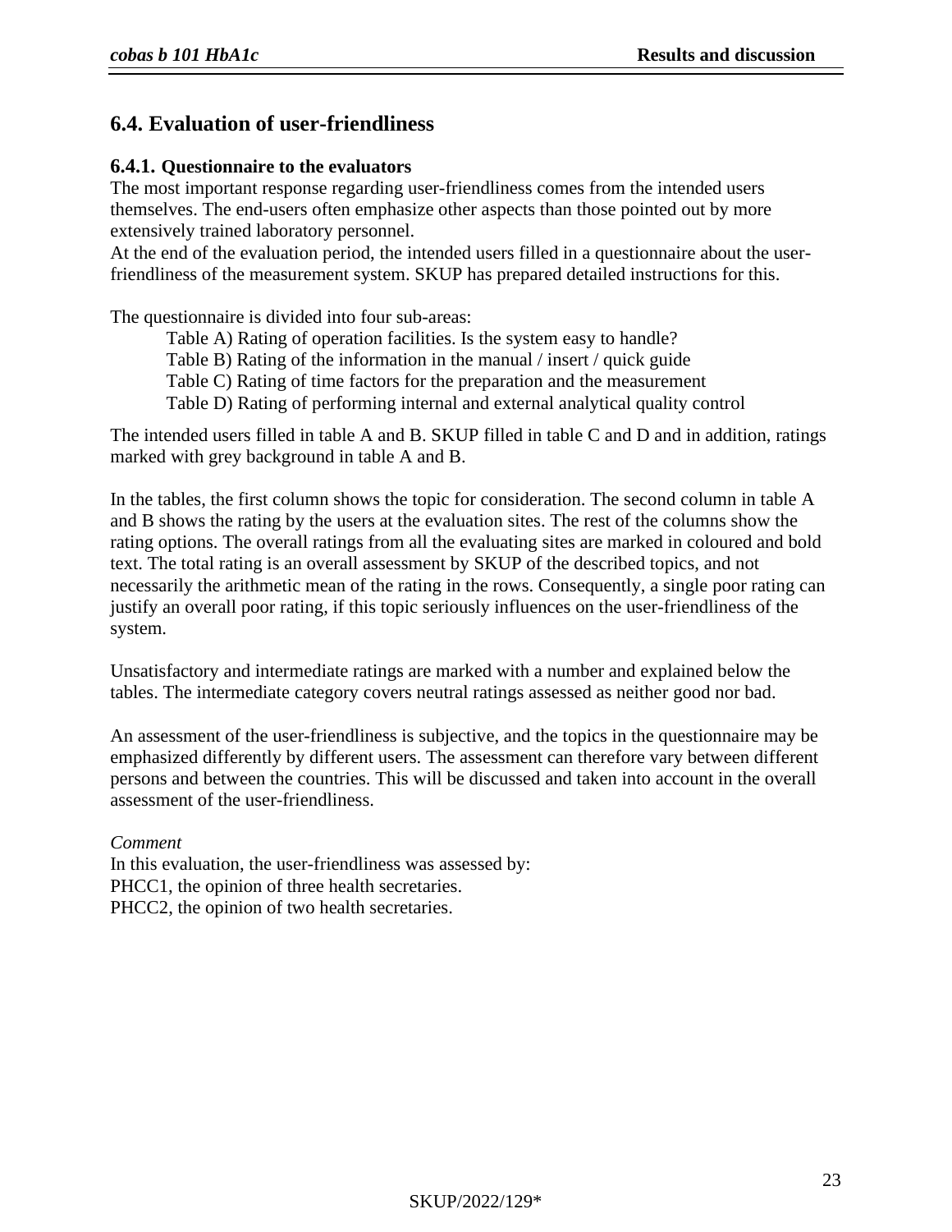## 6.4. Evaluation of user-friendliness

### 6.4.1. Questionnaire to the evaluators

The most important response regarding user-friendliness comes from the intended users themselves. The end-users often emphasize other aspects than those pointed out by more extensively trained laboratory personnel.

At the end of the evaluation period, the intended users filled in a questionnaire about the user-friendliness of the measurement system. SKUP has prepared detailed instructions for this.

The questionnaire is divided into four sub-areas:

- Table A) Rating of operation facilities. Is the system easy to handle?
- Table B) Rating of the information in the manual / insert / quick guide
- Table C) Rating of time factors for the preparation and the measurement
- Table D) Rating of performing internal and external analytical quality control

The intended users filled in table A and B. SKUP filled in table C and D and in addition, ratings marked with grey background in table A and B.

In the tables, the first column shows the topic for consideration. The second column in table A and B shows the rating by the users at the evaluation sites. The rest of the columns show the rating options. The overall ratings from all the evaluating sites are marked in coloured and bold text. The total rating is an overall assessment by SKUP of the described topics, and not necessarily the arithmetic mean of the rating in the rows. Consequently, a single poor rating can justify an overall poor rating, if this topic seriously influences on the user-friendliness of the system.

Unsatisfactory and intermediate ratings are marked with a number and explained below the tables. The intermediate category covers neutral ratings assessed as neither good nor bad.

An assessment of the user-friendliness is subjective, and the topics in the questionnaire may be emphasized differently by different users. The assessment can therefore vary between different persons and between the countries. This will be discussed and taken into account in the overall assessment of the user-friendliness.

*Comment*

In this evaluation, the user-friendliness was assessed by:
PHCC1, the opinion of three health secretaries.
PHCC2, the opinion of two health secretaries.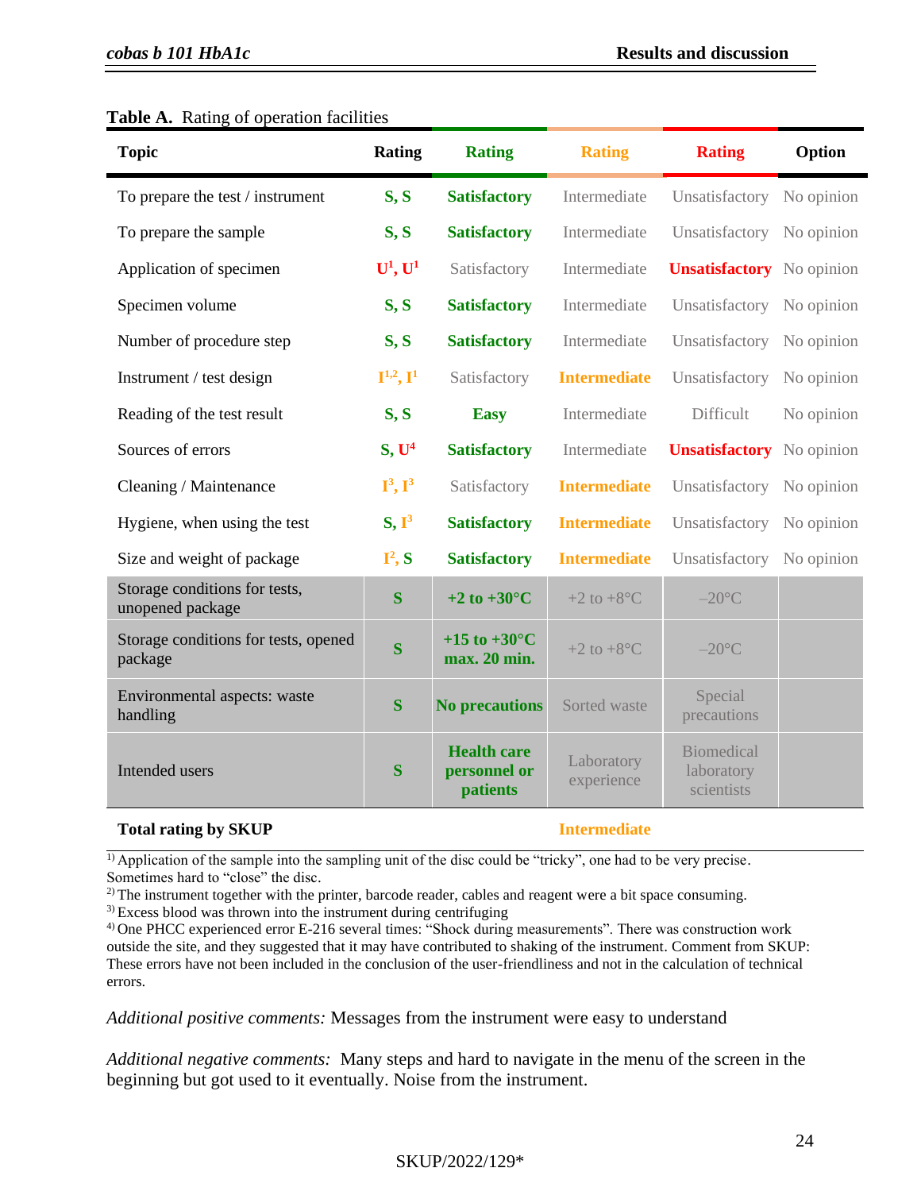**Table A.** Rating of operation facilities

| Topic | Rating | Rating | Rating | Rating | Option |
|---|---|---|---|---|---|
| To prepare the test / instrument | S, S | **Satisfactory** | Intermediate | Unsatisfactory | No opinion |
| To prepare the sample | S, S | **Satisfactory** | Intermediate | Unsatisfactory | No opinion |
| Application of specimen | U[1], U[1] | Satisfactory | Intermediate | **Unsatisfactory** | No opinion |
| Specimen volume | S, S | **Satisfactory** | Intermediate | Unsatisfactory | No opinion |
| Number of procedure step | S, S | **Satisfactory** | Intermediate | Unsatisfactory | No opinion |
| Instrument / test design | I[1,2], I[1] | Satisfactory | **Intermediate** | Unsatisfactory | No opinion |
| Reading of the test result | S, S | **Easy** | Intermediate | Difficult | No opinion |
| Sources of errors | S, U[4] | **Satisfactory** | Intermediate | **Unsatisfactory** | No opinion |
| Cleaning / Maintenance | I[3], I[3] | Satisfactory | **Intermediate** | Unsatisfactory | No opinion |
| Hygiene, when using the test | S, I[3] | **Satisfactory** | **Intermediate** | Unsatisfactory | No opinion |
| Size and weight of package | I[2], S | **Satisfactory** | **Intermediate** | Unsatisfactory | No opinion |
| Storage conditions for tests, unopened package | S | **+2 to +30°C** | +2 to +8°C | –20°C | |
| Storage conditions for tests, opened package | S | **+15 to +30°C max. 20 min.** | +2 to +8°C | –20°C | |
| Environmental aspects: waste handling | S | **No precautions** | Sorted waste | Special precautions | |
| Intended users | S | **Health care personnel or patients** | Laboratory experience | Biomedical laboratory scientists | |
| **Total rating by SKUP** | | | **Intermediate** | | |

1) Application of the sample into the sampling unit of the disc could be "tricky", one had to be very precise. Sometimes hard to "close" the disc.
2) The instrument together with the printer, barcode reader, cables and reagent were a bit space consuming.
3) Excess blood was thrown into the instrument during centrifuging
4) One PHCC experienced error E-216 several times: "Shock during measurements". There was construction work outside the site, and they suggested that it may have contributed to shaking of the instrument. Comment from SKUP: These errors have not been included in the conclusion of the user-friendliness and not in the calculation of technical errors.

*Additional positive comments:* Messages from the instrument were easy to understand

*Additional negative comments:* Many steps and hard to navigate in the menu of the screen in the beginning but got used to it eventually. Noise from the instrument.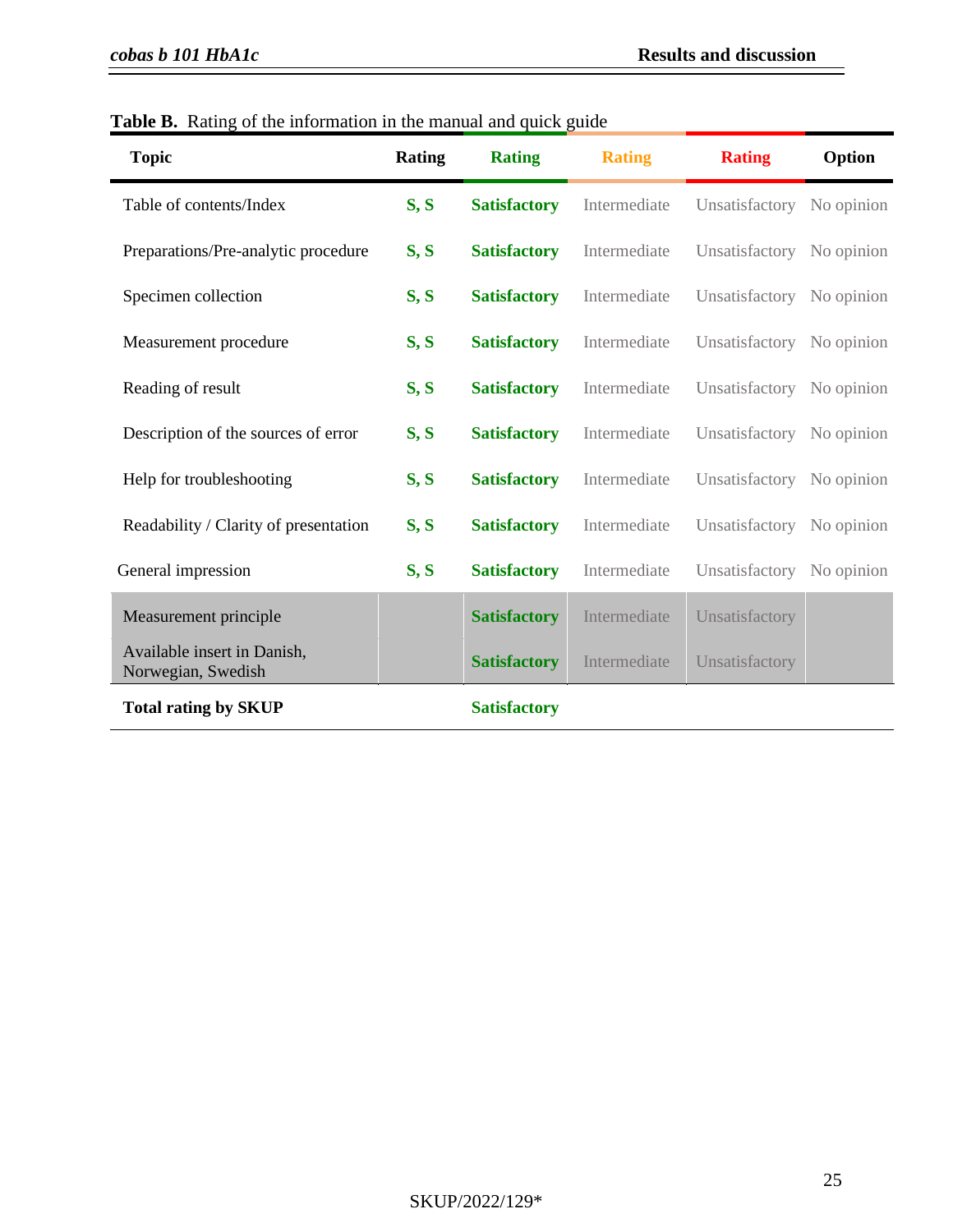**Table B.** Rating of the information in the manual and quick guide

| Topic | Rating | Rating | Rating | Rating | Option |
|---|---|---|---|---|---|
| Table of contents/Index | S, S | Satisfactory | Intermediate | Unsatisfactory | No opinion |
| Preparations/Pre-analytic procedure | S, S | Satisfactory | Intermediate | Unsatisfactory | No opinion |
| Specimen collection | S, S | Satisfactory | Intermediate | Unsatisfactory | No opinion |
| Measurement procedure | S, S | Satisfactory | Intermediate | Unsatisfactory | No opinion |
| Reading of result | S, S | Satisfactory | Intermediate | Unsatisfactory | No opinion |
| Description of the sources of error | S, S | Satisfactory | Intermediate | Unsatisfactory | No opinion |
| Help for troubleshooting | S, S | Satisfactory | Intermediate | Unsatisfactory | No opinion |
| Readability / Clarity of presentation | S, S | Satisfactory | Intermediate | Unsatisfactory | No opinion |
| General impression | S, S | Satisfactory | Intermediate | Unsatisfactory | No opinion |
| Measurement principle | | Satisfactory | Intermediate | Unsatisfactory | |
| Available insert in Danish, Norwegian, Swedish | | Satisfactory | Intermediate | Unsatisfactory | |
| **Total rating by SKUP** | | **Satisfactory** | | | |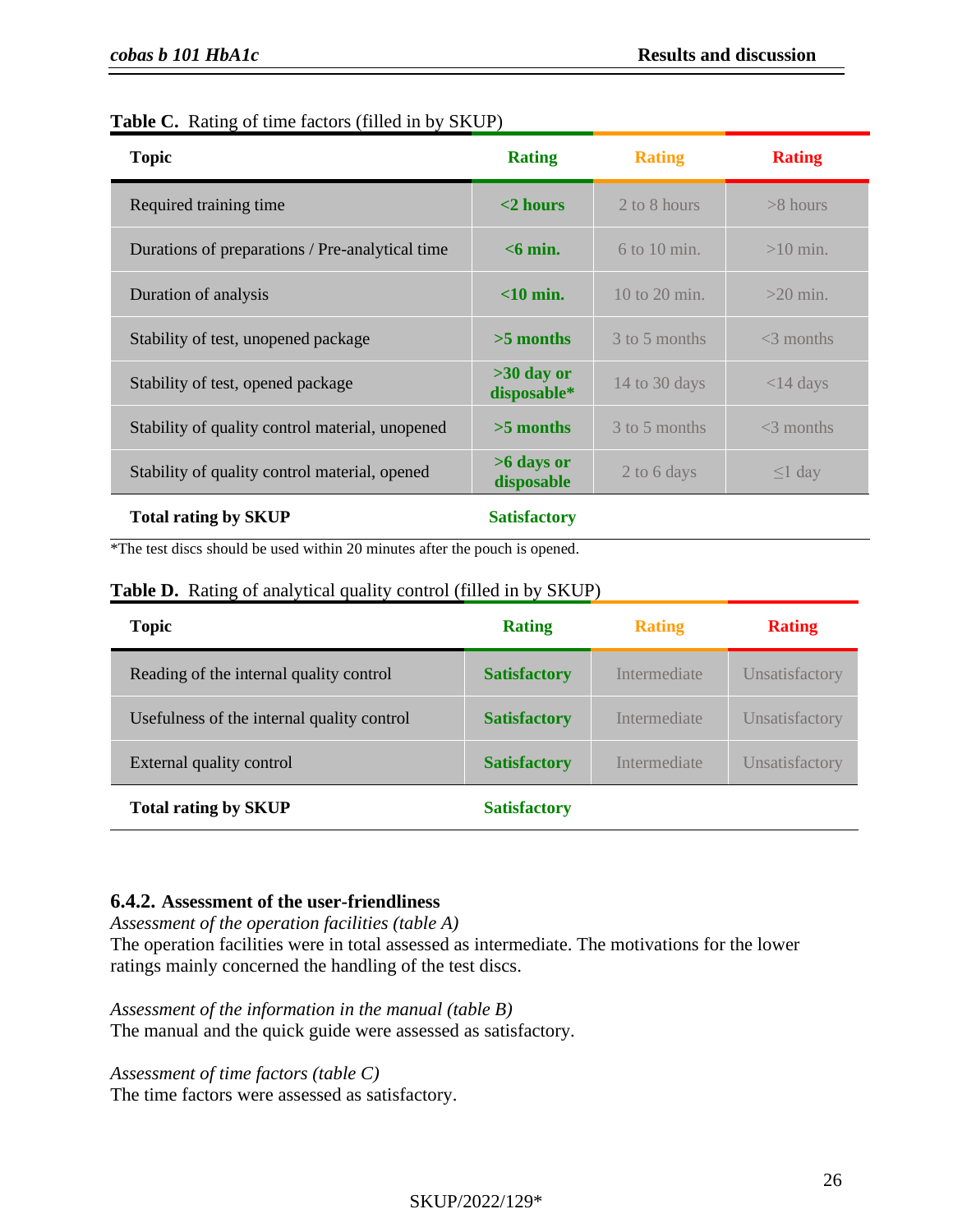**Table C.** Rating of time factors (filled in by SKUP)

| Topic | Rating | Rating | Rating |
|---|---|---|---|
| Required training time | **<2 hours** | 2 to 8 hours | >8 hours |
| Durations of preparations / Pre-analytical time | **<6 min.** | 6 to 10 min. | >10 min. |
| Duration of analysis | **<10 min.** | 10 to 20 min. | >20 min. |
| Stability of test, unopened package | **>5 months** | 3 to 5 months | <3 months |
| Stability of test, opened package | **>30 day or disposable*** | 14 to 30 days | <14 days |
| Stability of quality control material, unopened | **>5 months** | 3 to 5 months | <3 months |
| Stability of quality control material, opened | **>6 days or disposable** | 2 to 6 days | ≤1 day |
| **Total rating by SKUP** | **Satisfactory** | | |

*The test discs should be used within 20 minutes after the pouch is opened.

**Table D.** Rating of analytical quality control (filled in by SKUP)

| Topic | Rating | Rating | Rating |
|---|---|---|---|
| Reading of the internal quality control | **Satisfactory** | Intermediate | Unsatisfactory |
| Usefulness of the internal quality control | **Satisfactory** | Intermediate | Unsatisfactory |
| External quality control | **Satisfactory** | Intermediate | Unsatisfactory |
| **Total rating by SKUP** | **Satisfactory** | | |

### 6.4.2. Assessment of the user-friendliness

*Assessment of the operation facilities (table A)*
The operation facilities were in total assessed as intermediate. The motivations for the lower ratings mainly concerned the handling of the test discs.

*Assessment of the information in the manual (table B)*
The manual and the quick guide were assessed as satisfactory.

*Assessment of time factors (table C)*
The time factors were assessed as satisfactory.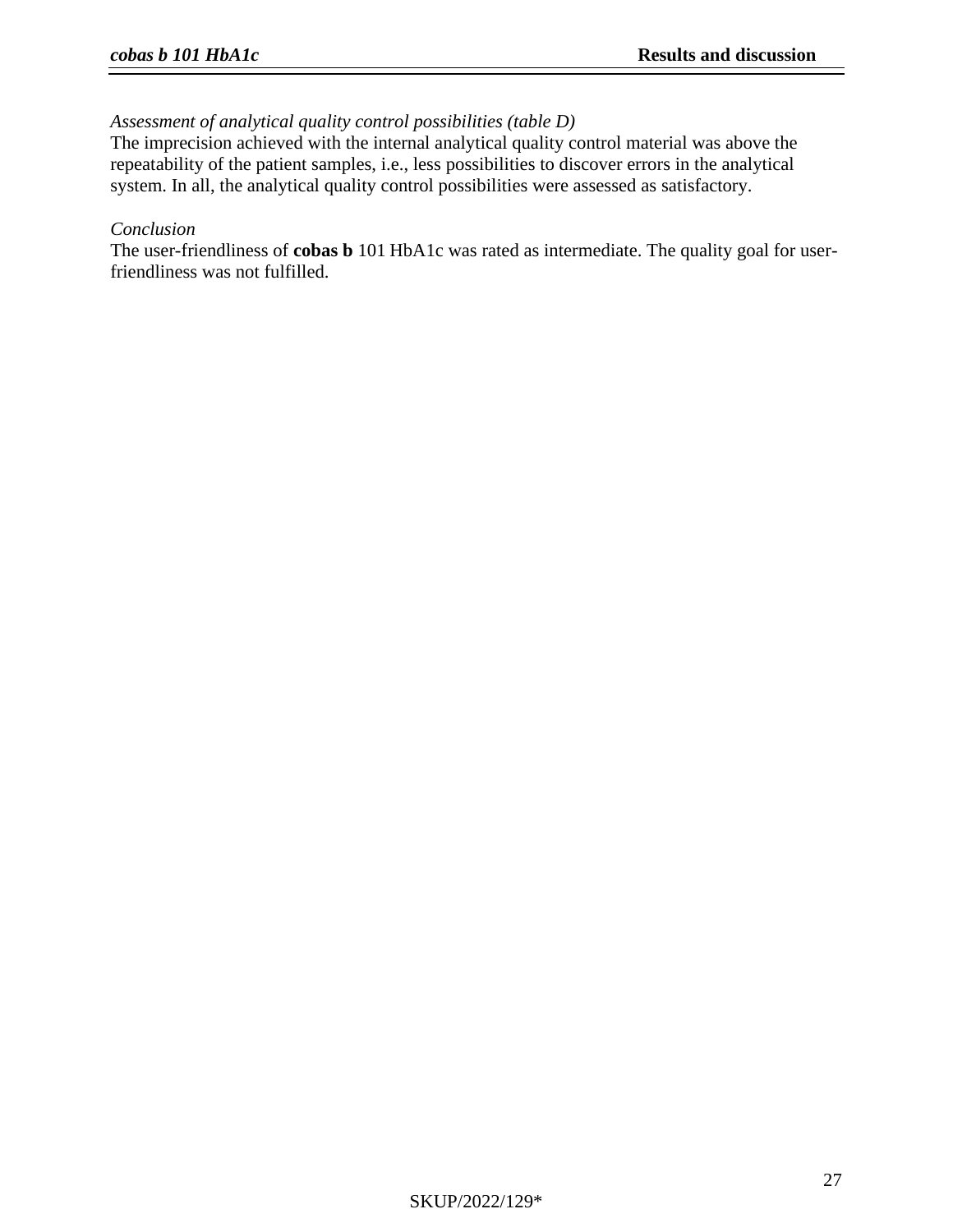*Assessment of analytical quality control possibilities (table D)*

The imprecision achieved with the internal analytical quality control material was above the repeatability of the patient samples, i.e., less possibilities to discover errors in the analytical system. In all, the analytical quality control possibilities were assessed as satisfactory.

*Conclusion*

The user-friendliness of **cobas b** 101 HbA1c was rated as intermediate. The quality goal for user-friendliness was not fulfilled.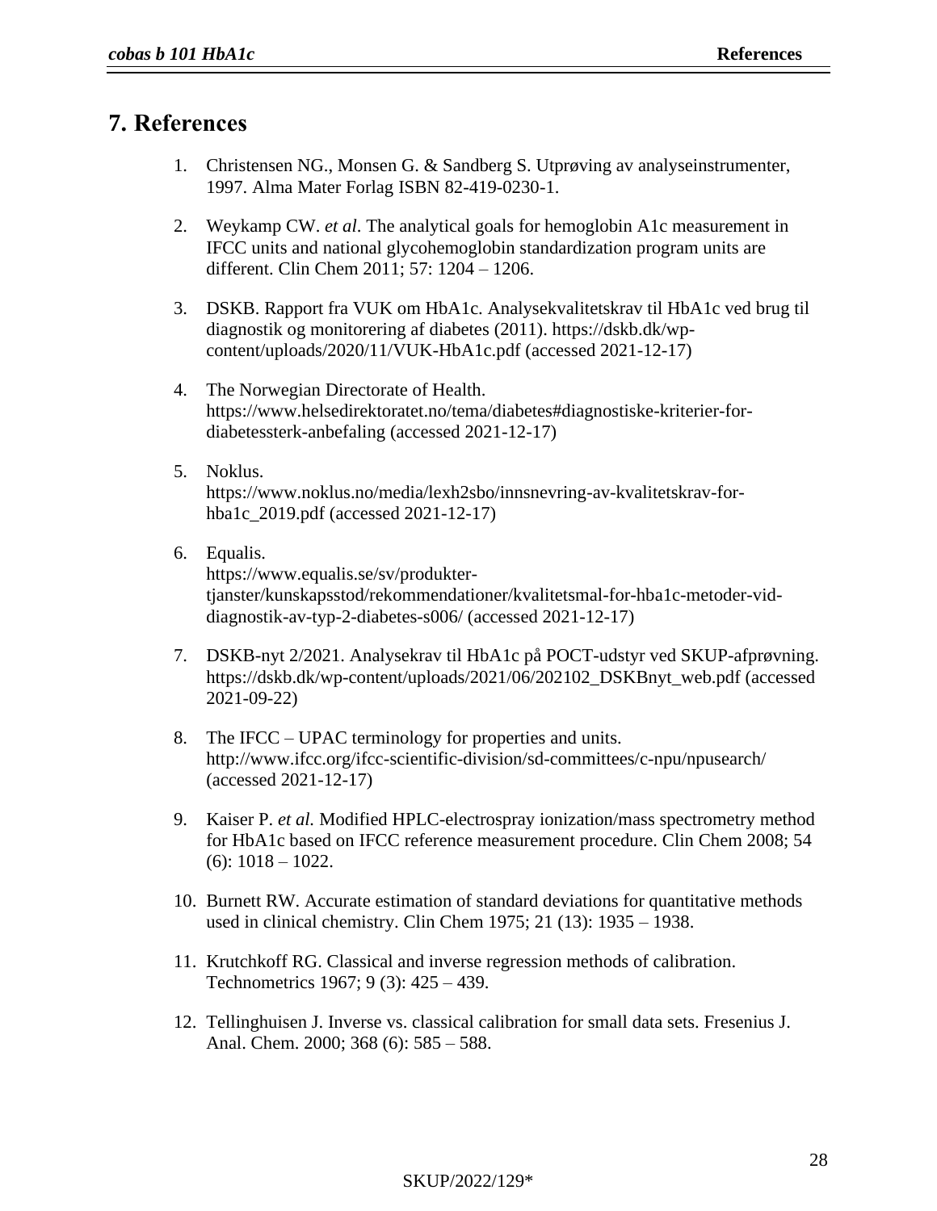# 7. References

1. Christensen NG., Monsen G. & Sandberg S. Utprøving av analyseinstrumenter, 1997. Alma Mater Forlag ISBN 82-419-0230-1.

2. Weykamp CW. *et al*. The analytical goals for hemoglobin A1c measurement in IFCC units and national glycohemoglobin standardization program units are different. Clin Chem 2011; 57: 1204 – 1206.

3. DSKB. Rapport fra VUK om HbA1c. Analysekvalitetskrav til HbA1c ved brug til diagnostik og monitorering af diabetes (2011). https://dskb.dk/wp-content/uploads/2020/11/VUK-HbA1c.pdf (accessed 2021-12-17)

4. The Norwegian Directorate of Health. https://www.helsedirektoratet.no/tema/diabetes#diagnostiske-kriterier-for-diabetessterk-anbefaling (accessed 2021-12-17)

5. Noklus. https://www.noklus.no/media/lexh2sbo/innsnevring-av-kvalitetskrav-for-hba1c_2019.pdf (accessed 2021-12-17)

6. Equalis. https://www.equalis.se/sv/produkter-tjanster/kunskapsstod/rekommendationer/kvalitetsmal-for-hba1c-metoder-vid-diagnostik-av-typ-2-diabetes-s006/ (accessed 2021-12-17)

7. DSKB-nyt 2/2021. Analysekrav til HbA1c på POCT-udstyr ved SKUP-afprøvning. https://dskb.dk/wp-content/uploads/2021/06/202102_DSKBnyt_web.pdf (accessed 2021-09-22)

8. The IFCC – UPAC terminology for properties and units. http://www.ifcc.org/ifcc-scientific-division/sd-committees/c-npu/npusearch/ (accessed 2021-12-17)

9. Kaiser P. *et al.* Modified HPLC-electrospray ionization/mass spectrometry method for HbA1c based on IFCC reference measurement procedure. Clin Chem 2008; 54 (6): 1018 – 1022.

10. Burnett RW. Accurate estimation of standard deviations for quantitative methods used in clinical chemistry. Clin Chem 1975; 21 (13): 1935 – 1938.

11. Krutchkoff RG. Classical and inverse regression methods of calibration. Technometrics 1967; 9 (3): 425 – 439.

12. Tellinghuisen J. Inverse vs. classical calibration for small data sets. Fresenius J. Anal. Chem. 2000; 368 (6): 585 – 588.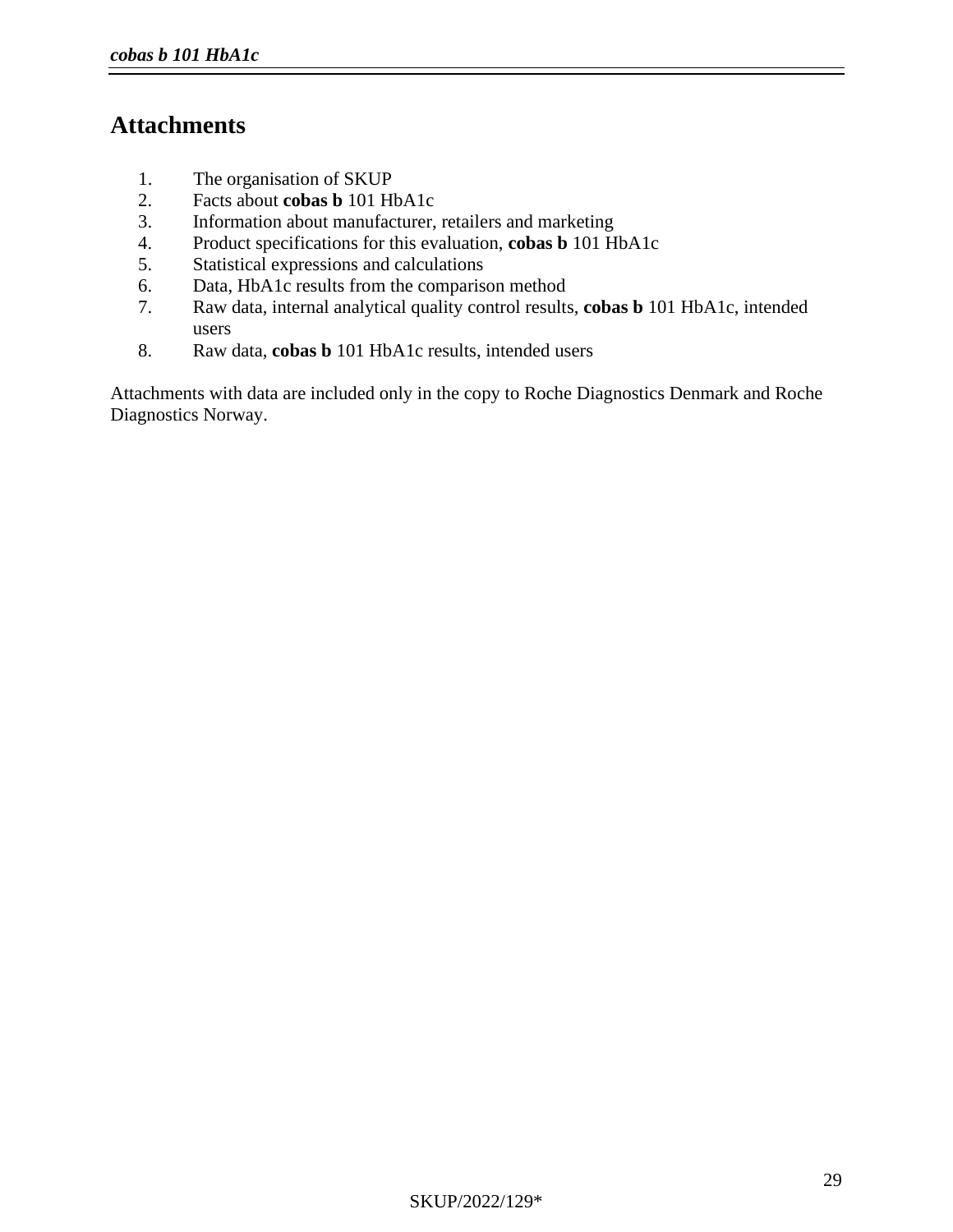# Attachments

1. The organisation of SKUP
2. Facts about **cobas b** 101 HbA1c
3. Information about manufacturer, retailers and marketing
4. Product specifications for this evaluation, **cobas b** 101 HbA1c
5. Statistical expressions and calculations
6. Data, HbA1c results from the comparison method
7. Raw data, internal analytical quality control results, **cobas b** 101 HbA1c, intended users
8. Raw data, **cobas b** 101 HbA1c results, intended users

Attachments with data are included only in the copy to Roche Diagnostics Denmark and Roche Diagnostics Norway.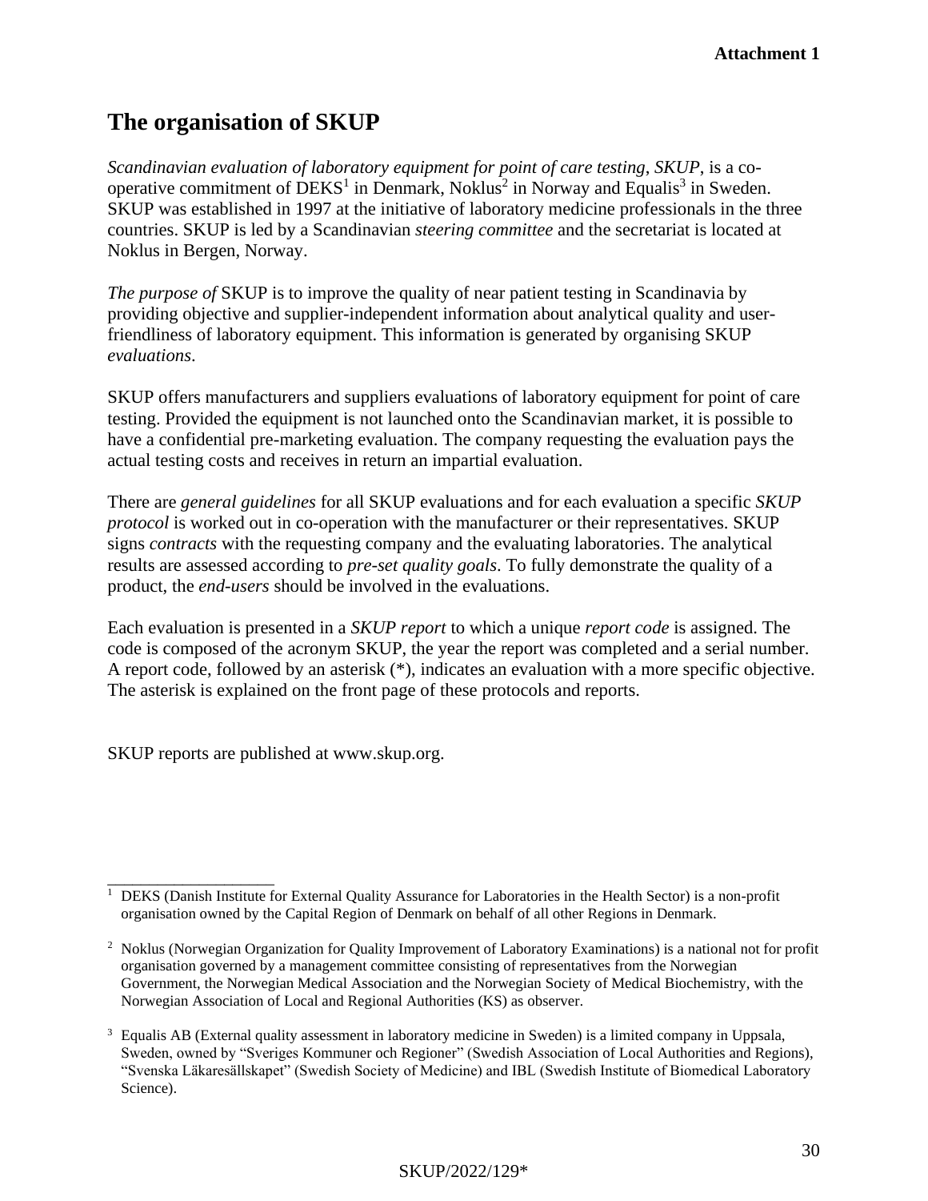**Attachment 1**

# The organisation of SKUP

*Scandinavian evaluation of laboratory equipment for point of care testing*, *SKUP*, is a co-operative commitment of DEKS[1] in Denmark, Noklus[2] in Norway and Equalis[3] in Sweden. SKUP was established in 1997 at the initiative of laboratory medicine professionals in the three countries. SKUP is led by a Scandinavian *steering committee* and the secretariat is located at Noklus in Bergen, Norway.

*The purpose of* SKUP is to improve the quality of near patient testing in Scandinavia by providing objective and supplier-independent information about analytical quality and user-friendliness of laboratory equipment. This information is generated by organising SKUP *evaluations*.

SKUP offers manufacturers and suppliers evaluations of laboratory equipment for point of care testing. Provided the equipment is not launched onto the Scandinavian market, it is possible to have a confidential pre-marketing evaluation. The company requesting the evaluation pays the actual testing costs and receives in return an impartial evaluation.

There are *general guidelines* for all SKUP evaluations and for each evaluation a specific *SKUP protocol* is worked out in co-operation with the manufacturer or their representatives. SKUP signs *contracts* with the requesting company and the evaluating laboratories. The analytical results are assessed according to *pre-set quality goals*. To fully demonstrate the quality of a product, the *end-users* should be involved in the evaluations.

Each evaluation is presented in a *SKUP report* to which a unique *report code* is assigned. The code is composed of the acronym SKUP, the year the report was completed and a serial number. A report code, followed by an asterisk (*), indicates an evaluation with a more specific objective. The asterisk is explained on the front page of these protocols and reports.

SKUP reports are published at www.skup.org.

---

[1] DEKS (Danish Institute for External Quality Assurance for Laboratories in the Health Sector) is a non-profit organisation owned by the Capital Region of Denmark on behalf of all other Regions in Denmark.

[2] Noklus (Norwegian Organization for Quality Improvement of Laboratory Examinations) is a national not for profit organisation governed by a management committee consisting of representatives from the Norwegian Government, the Norwegian Medical Association and the Norwegian Society of Medical Biochemistry, with the Norwegian Association of Local and Regional Authorities (KS) as observer.

[3] Equalis AB (External quality assessment in laboratory medicine in Sweden) is a limited company in Uppsala, Sweden, owned by "Sveriges Kommuner och Regioner" (Swedish Association of Local Authorities and Regions), "Svenska Läkaresällskapet" (Swedish Society of Medicine) and IBL (Swedish Institute of Biomedical Laboratory Science).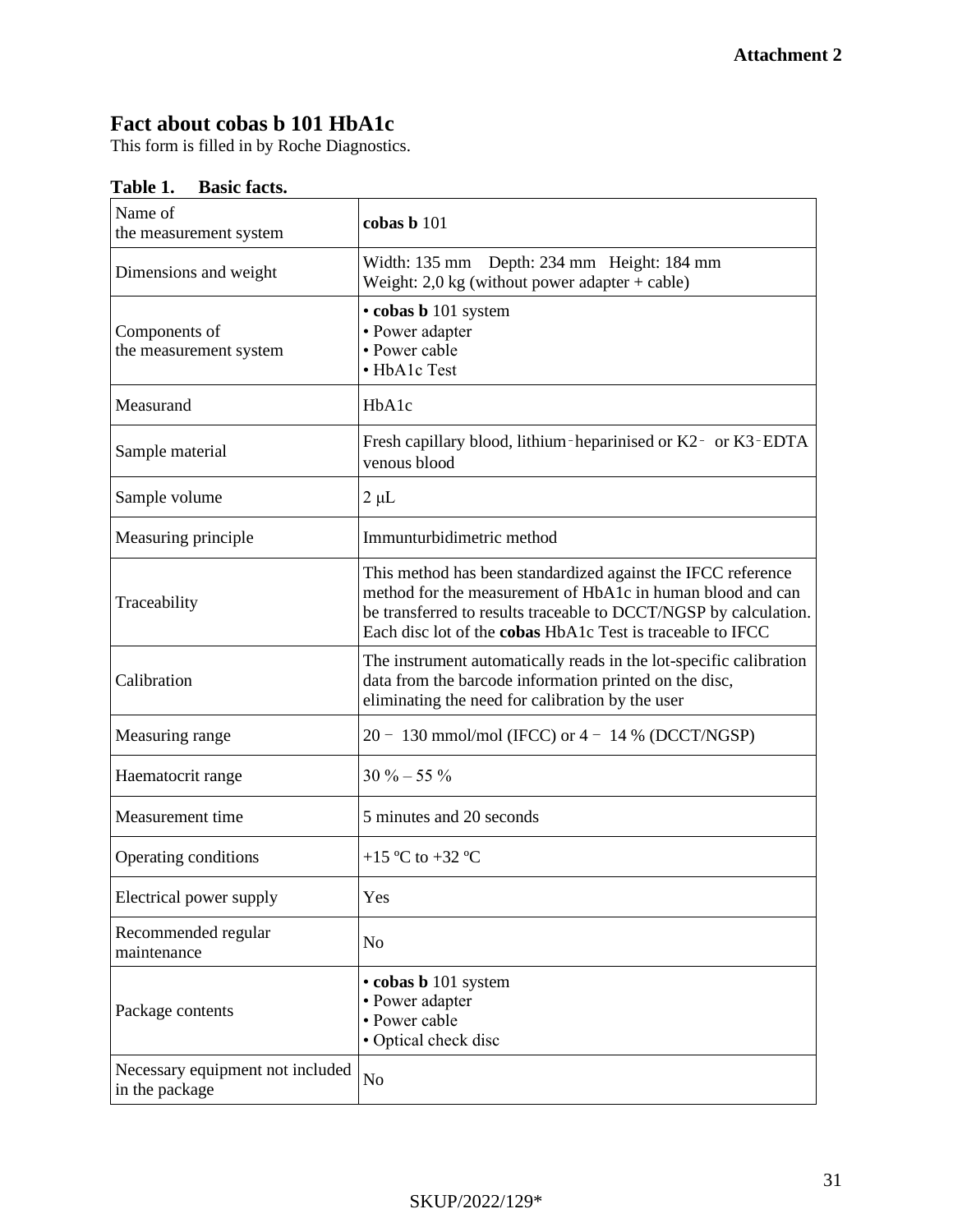**Attachment 2**

## Fact about cobas b 101 HbA1c

This form is filled in by Roche Diagnostics.

**Table 1. Basic facts.**

| Name of the measurement system | **cobas b** 101 |
|---|---|
| Dimensions and weight | Width: 135 mm Depth: 234 mm Height: 184 mm<br>Weight: 2,0 kg (without power adapter + cable) |
| Components of the measurement system | • **cobas b** 101 system<br>• Power adapter<br>• Power cable<br>• HbA1c Test |
| Measurand | HbA1c |
| Sample material | Fresh capillary blood, lithium‑heparinised or K2‑ or K3‑EDTA venous blood |
| Sample volume | 2 µL |
| Measuring principle | Immunturbidimetric method |
| Traceability | This method has been standardized against the IFCC reference method for the measurement of HbA1c in human blood and can be transferred to results traceable to DCCT/NGSP by calculation. Each disc lot of the **cobas** HbA1c Test is traceable to IFCC |
| Calibration | The instrument automatically reads in the lot-specific calibration data from the barcode information printed on the disc, eliminating the need for calibration by the user |
| Measuring range | 20 – 130 mmol/mol (IFCC) or 4 – 14 % (DCCT/NGSP) |
| Haematocrit range | 30 % – 55 % |
| Measurement time | 5 minutes and 20 seconds |
| Operating conditions | +15 ºC to +32 ºC |
| Electrical power supply | Yes |
| Recommended regular maintenance | No |
| Package contents | • **cobas b** 101 system<br>• Power adapter<br>• Power cable<br>• Optical check disc |
| Necessary equipment not included in the package | No |

SKUP/2022/129*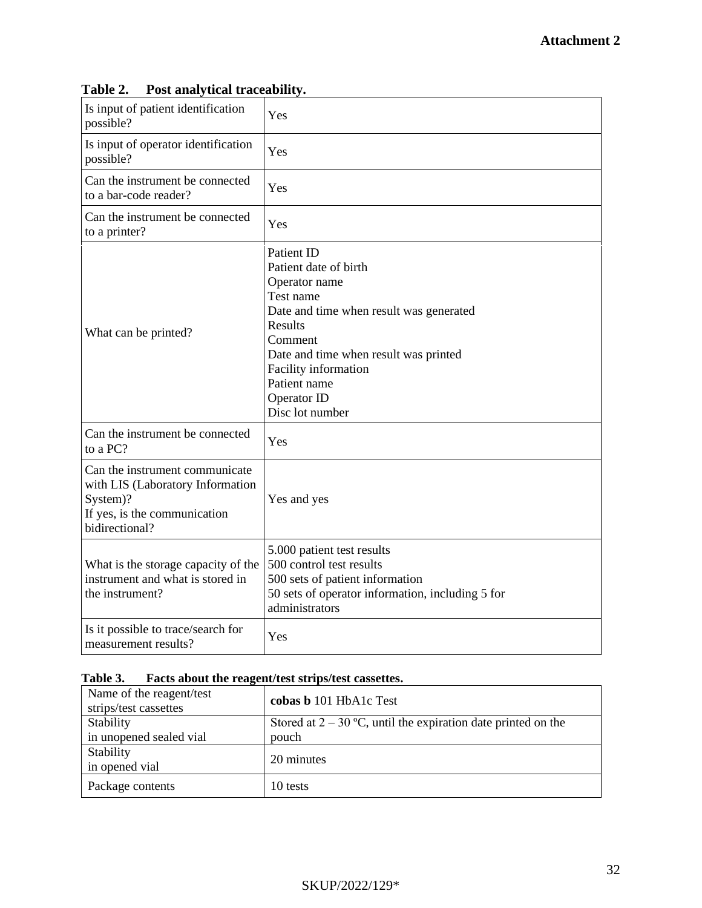**Attachment 2**

**Table 2. Post analytical traceability.**

| | |
|---|---|
| Is input of patient identification possible? | Yes |
| Is input of operator identification possible? | Yes |
| Can the instrument be connected to a bar-code reader? | Yes |
| Can the instrument be connected to a printer? | Yes |
| What can be printed? | Patient ID<br>Patient date of birth<br>Operator name<br>Test name<br>Date and time when result was generated<br>Results<br>Comment<br>Date and time when result was printed<br>Facility information<br>Patient name<br>Operator ID<br>Disc lot number |
| Can the instrument be connected to a PC? | Yes |
| Can the instrument communicate with LIS (Laboratory Information System)?<br>If yes, is the communication bidirectional? | Yes and yes |
| What is the storage capacity of the instrument and what is stored in the instrument? | 5.000 patient test results<br>500 control test results<br>500 sets of patient information<br>50 sets of operator information, including 5 for administrators |
| Is it possible to trace/search for measurement results? | Yes |

**Table 3. Facts about the reagent/test strips/test cassettes.**

| | |
|---|---|
| Name of the reagent/test strips/test cassettes | **cobas b** 101 HbA1c Test |
| Stability in unopened sealed vial | Stored at 2 – 30 ºC, until the expiration date printed on the pouch |
| Stability in opened vial | 20 minutes |
| Package contents | 10 tests |

SKUP/2022/129*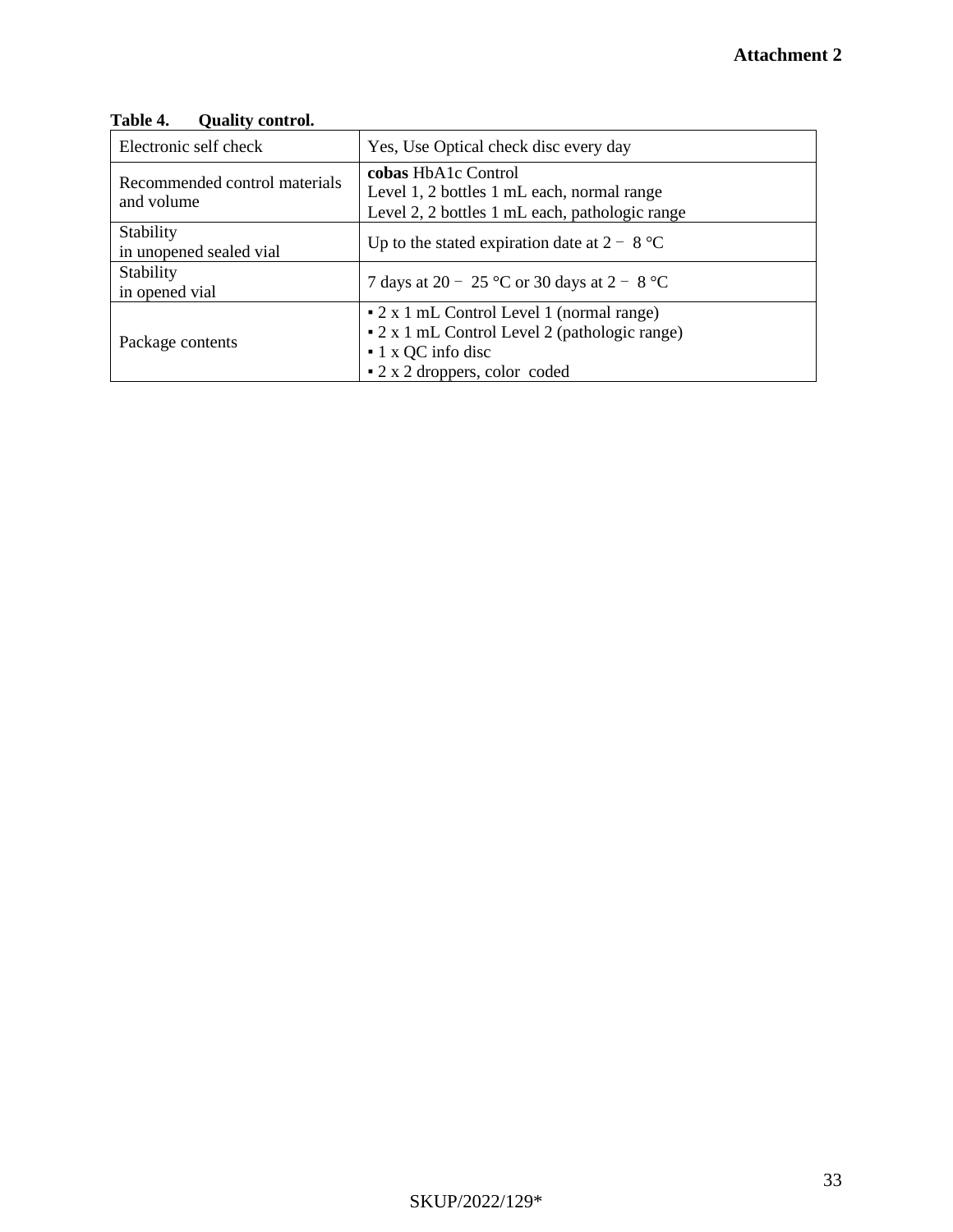**Attachment 2**

**Table 4. Quality control.**

| | |
|---|---|
| Electronic self check | Yes, Use Optical check disc every day |
| Recommended control materials and volume | **cobas** HbA1c Control<br>Level 1, 2 bottles 1 mL each, normal range<br>Level 2, 2 bottles 1 mL each, pathologic range |
| Stability<br>in unopened sealed vial | Up to the stated expiration date at 2 – 8 °C |
| Stability<br>in opened vial | 7 days at 20 – 25 °C or 30 days at 2 – 8 °C |
| Package contents | ▪ 2 x 1 mL Control Level 1 (normal range)<br>▪ 2 x 1 mL Control Level 2 (pathologic range)<br>▪ 1 x QC info disc<br>▪ 2 x 2 droppers, color coded |

SKUP/2022/129*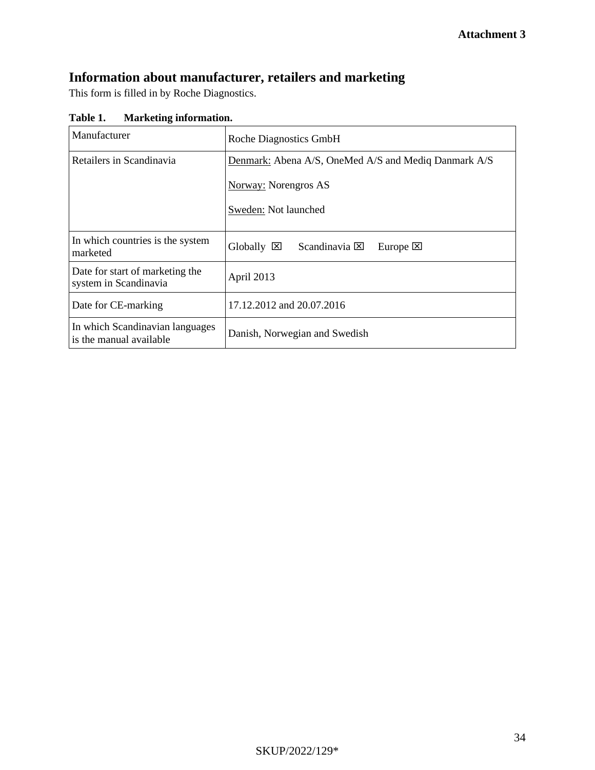**Attachment 3**

## Information about manufacturer, retailers and marketing

This form is filled in by Roche Diagnostics.

**Table 1. Marketing information.**

| | |
|---|---|
| Manufacturer | Roche Diagnostics GmbH |
| Retailers in Scandinavia | Denmark: Abena A/S, OneMed A/S and Mediq Danmark A/S<br><br>Norway: Norengros AS<br><br>Sweden: Not launched |
| In which countries is the system marketed | Globally ☒ Scandinavia ☒ Europe ☒ |
| Date for start of marketing the system in Scandinavia | April 2013 |
| Date for CE-marking | 17.12.2012 and 20.07.2016 |
| In which Scandinavian languages is the manual available | Danish, Norwegian and Swedish |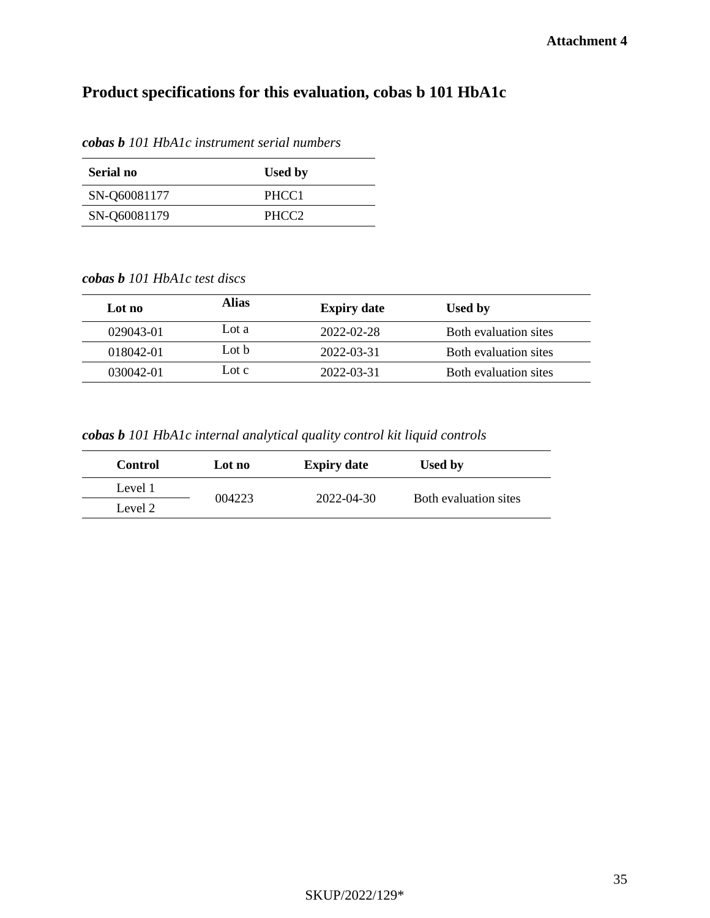**Attachment 4**

# Product specifications for this evaluation, cobas b 101 HbA1c

***cobas b*** *101 HbA1c instrument serial numbers*

| Serial no | Used by |
|---|---|
| SN-Q60081177 | PHCC1 |
| SN-Q60081179 | PHCC2 |

***cobas b*** *101 HbA1c test discs*

| Lot no | Alias | Expiry date | Used by |
|---|---|---|---|
| 029043-01 | Lot a | 2022-02-28 | Both evaluation sites |
| 018042-01 | Lot b | 2022-03-31 | Both evaluation sites |
| 030042-01 | Lot c | 2022-03-31 | Both evaluation sites |

***cobas b*** *101 HbA1c internal analytical quality control kit liquid controls*

| Control | Lot no | Expiry date | Used by |
|---|---|---|---|
| Level 1 | 004223 | 2022-04-30 | Both evaluation sites |
| Level 2 | | | |

SKUP/2022/129*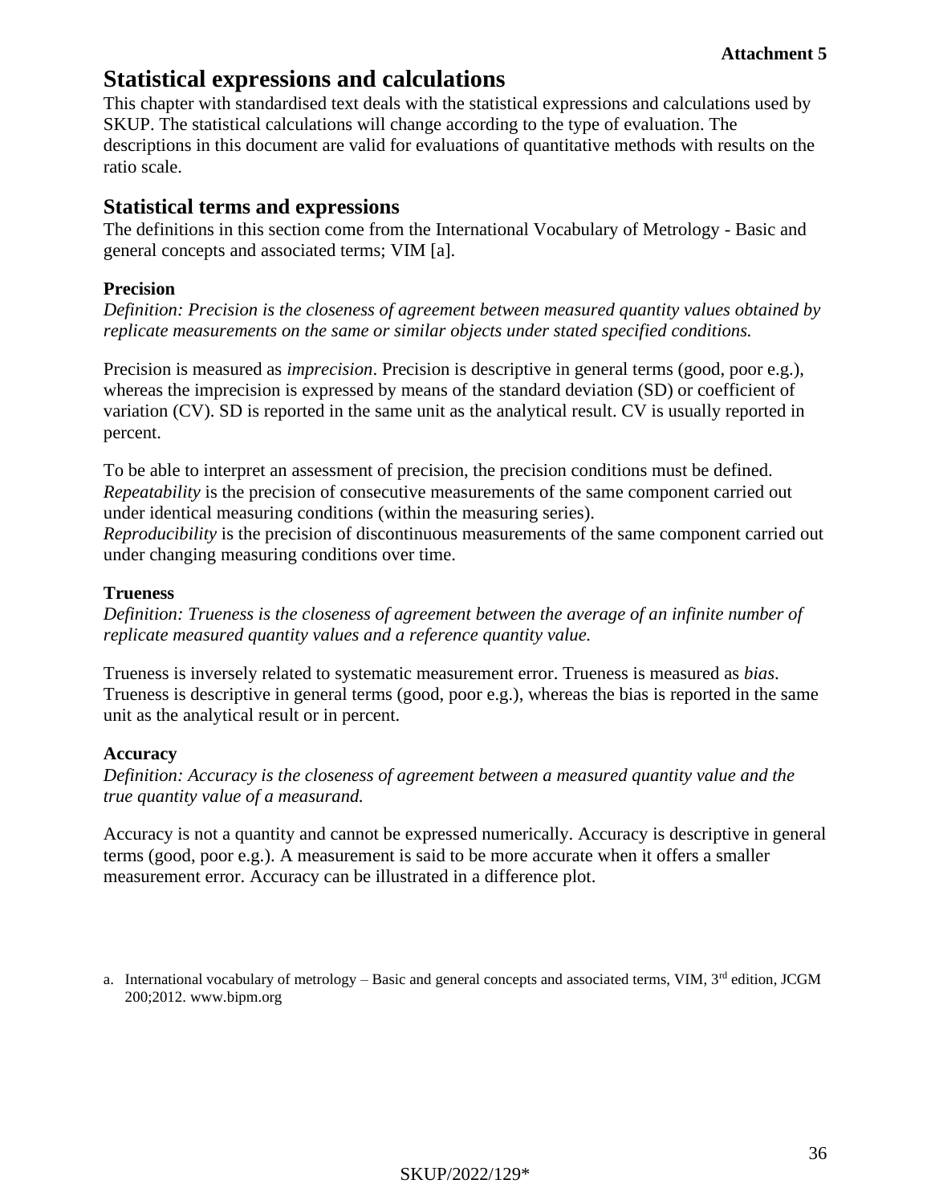**Attachment 5**

# Statistical expressions and calculations

This chapter with standardised text deals with the statistical expressions and calculations used by SKUP. The statistical calculations will change according to the type of evaluation. The descriptions in this document are valid for evaluations of quantitative methods with results on the ratio scale.

## Statistical terms and expressions

The definitions in this section come from the International Vocabulary of Metrology - Basic and general concepts and associated terms; VIM [a].

### Precision

*Definition: Precision is the closeness of agreement between measured quantity values obtained by replicate measurements on the same or similar objects under stated specified conditions.*

Precision is measured as *imprecision*. Precision is descriptive in general terms (good, poor e.g.), whereas the imprecision is expressed by means of the standard deviation (SD) or coefficient of variation (CV). SD is reported in the same unit as the analytical result. CV is usually reported in percent.

To be able to interpret an assessment of precision, the precision conditions must be defined.
*Repeatability* is the precision of consecutive measurements of the same component carried out under identical measuring conditions (within the measuring series).
*Reproducibility* is the precision of discontinuous measurements of the same component carried out under changing measuring conditions over time.

### Trueness

*Definition: Trueness is the closeness of agreement between the average of an infinite number of replicate measured quantity values and a reference quantity value.*

Trueness is inversely related to systematic measurement error. Trueness is measured as *bias*. Trueness is descriptive in general terms (good, poor e.g.), whereas the bias is reported in the same unit as the analytical result or in percent.

### Accuracy

*Definition: Accuracy is the closeness of agreement between a measured quantity value and the true quantity value of a measurand.*

Accuracy is not a quantity and cannot be expressed numerically. Accuracy is descriptive in general terms (good, poor e.g.). A measurement is said to be more accurate when it offers a smaller measurement error. Accuracy can be illustrated in a difference plot.

a. International vocabulary of metrology – Basic and general concepts and associated terms, VIM, 3rd edition, JCGM 200;2012. www.bipm.org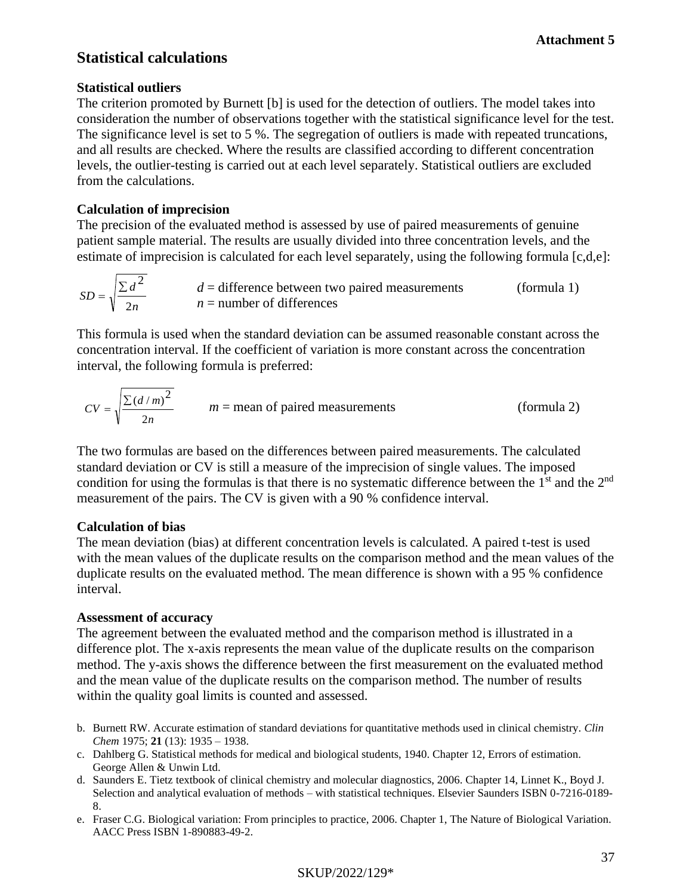**Attachment 5**

# Statistical calculations

### Statistical outliers

The criterion promoted by Burnett [b] is used for the detection of outliers. The model takes into consideration the number of observations together with the statistical significance level for the test. The significance level is set to 5 %. The segregation of outliers is made with repeated truncations, and all results are checked. Where the results are classified according to different concentration levels, the outlier-testing is carried out at each level separately. Statistical outliers are excluded from the calculations.

### Calculation of imprecision

The precision of the evaluated method is assessed by use of paired measurements of genuine patient sample material. The results are usually divided into three concentration levels, and the estimate of imprecision is calculated for each level separately, using the following formula [c,d,e]:

$$SD = \sqrt{\frac{\sum d^2}{2n}}$$

$d$ = difference between two paired measurements (formula 1)
$n$ = number of differences

This formula is used when the standard deviation can be assumed reasonable constant across the concentration interval. If the coefficient of variation is more constant across the concentration interval, the following formula is preferred:

$$CV = \sqrt{\frac{\sum (d/m)^2}{2n}}$$

$m$ = mean of paired measurements (formula 2)

The two formulas are based on the differences between paired measurements. The calculated standard deviation or CV is still a measure of the imprecision of single values. The imposed condition for using the formulas is that there is no systematic difference between the 1st and the 2nd measurement of the pairs. The CV is given with a 90 % confidence interval.

### Calculation of bias

The mean deviation (bias) at different concentration levels is calculated. A paired t-test is used with the mean values of the duplicate results on the comparison method and the mean values of the duplicate results on the evaluated method. The mean difference is shown with a 95 % confidence interval.

### Assessment of accuracy

The agreement between the evaluated method and the comparison method is illustrated in a difference plot. The x-axis represents the mean value of the duplicate results on the comparison method. The y-axis shows the difference between the first measurement on the evaluated method and the mean value of the duplicate results on the comparison method. The number of results within the quality goal limits is counted and assessed.

b. Burnett RW. Accurate estimation of standard deviations for quantitative methods used in clinical chemistry. *Clin Chem* 1975; **21** (13): 1935 – 1938.
c. Dahlberg G. Statistical methods for medical and biological students, 1940. Chapter 12, Errors of estimation. George Allen & Unwin Ltd.
d. Saunders E. Tietz textbook of clinical chemistry and molecular diagnostics, 2006. Chapter 14, Linnet K., Boyd J. Selection and analytical evaluation of methods – with statistical techniques. Elsevier Saunders ISBN 0-7216-0189-8.
e. Fraser C.G. Biological variation: From principles to practice, 2006. Chapter 1, The Nature of Biological Variation. AACC Press ISBN 1-890883-49-2.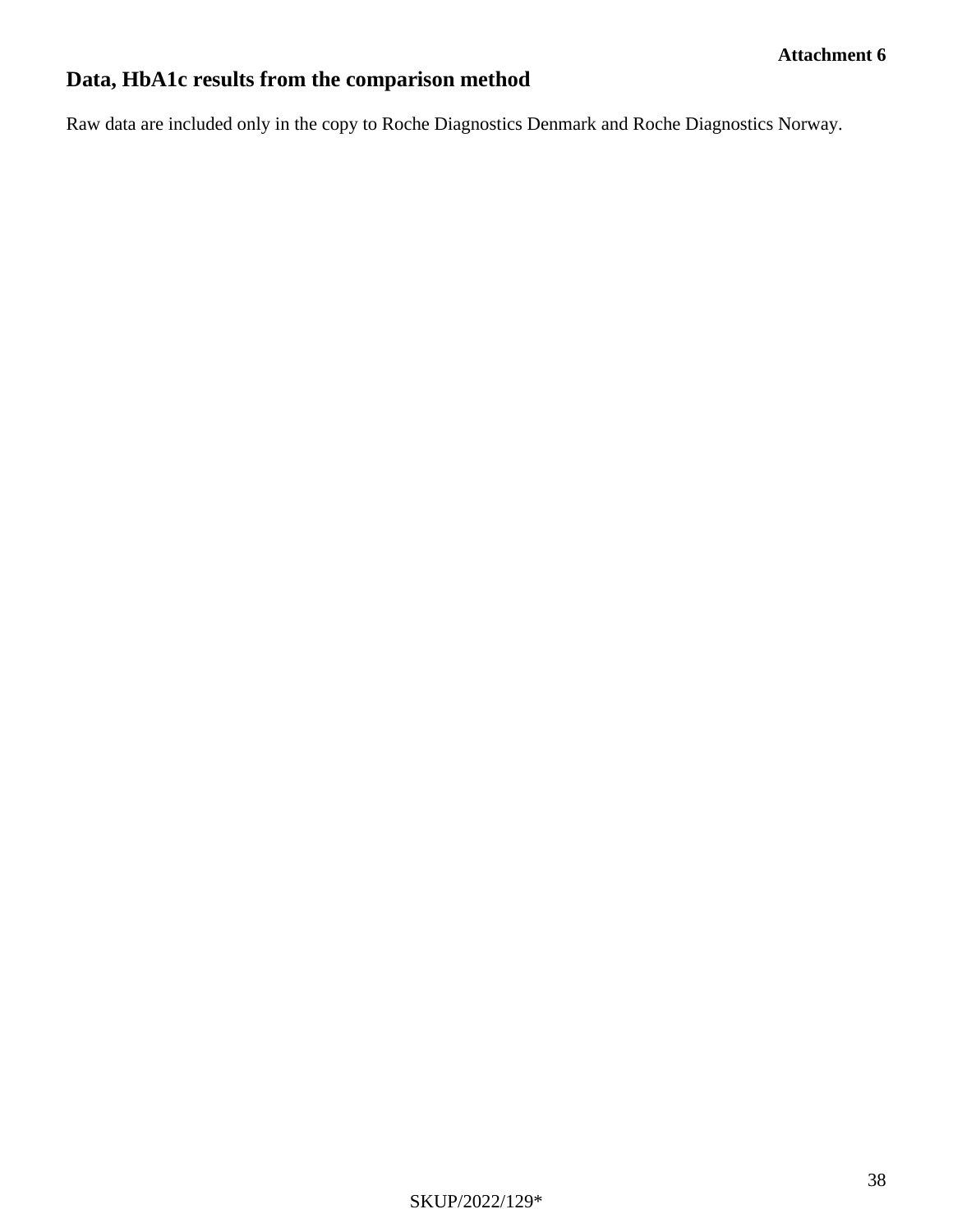**Attachment 6**

## Data, HbA1c results from the comparison method

Raw data are included only in the copy to Roche Diagnostics Denmark and Roche Diagnostics Norway.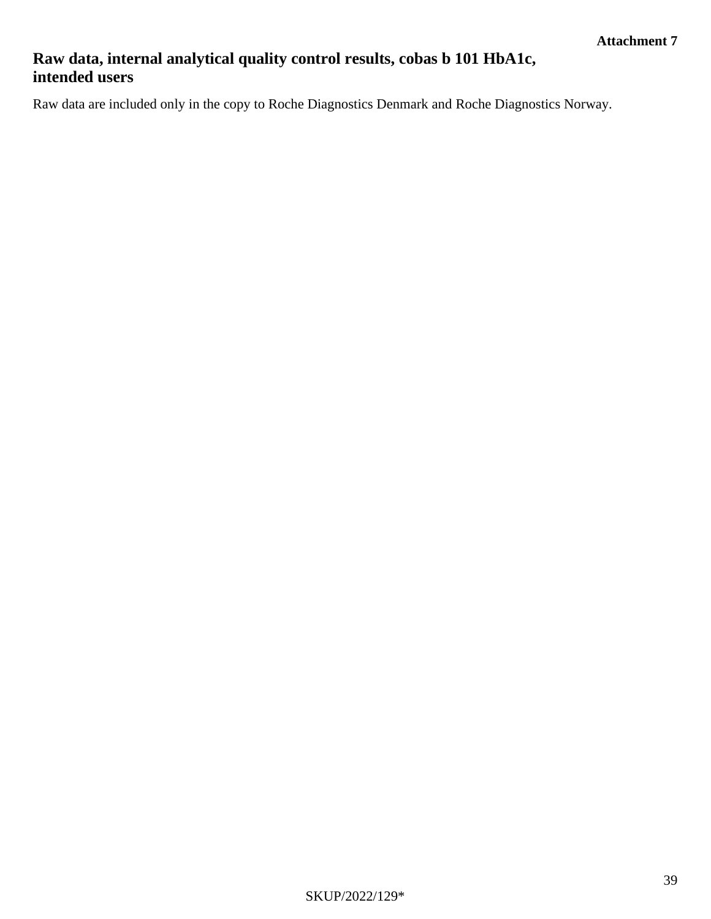**Attachment 7**

## Raw data, internal analytical quality control results, cobas b 101 HbA1c, intended users

Raw data are included only in the copy to Roche Diagnostics Denmark and Roche Diagnostics Norway.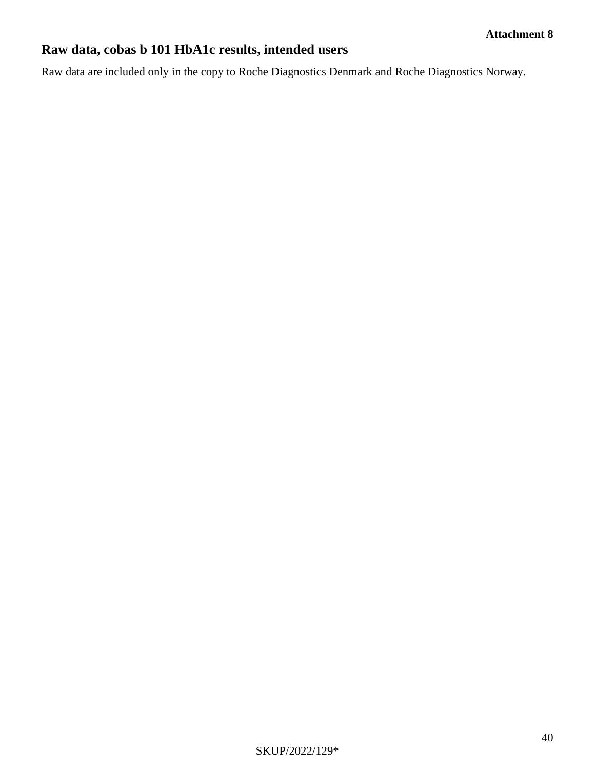**Attachment 8**

## Raw data, cobas b 101 HbA1c results, intended users

Raw data are included only in the copy to Roche Diagnostics Denmark and Roche Diagnostics Norway.